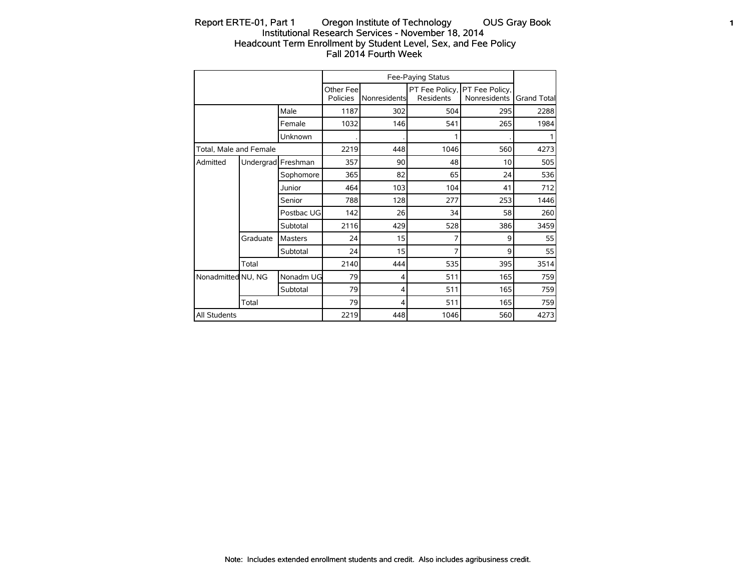# Report ERTE-01, Part 1 Oregon Institute of Technology OUS Gray Book

## Institutional Research Services - November 18, 2014

## Headcount Term Enrollment by Student Level, Sex, and Fee Policy

## Fall 2014 Fourth Week

| | | | Fee-Paying Status | | | | |
|---|---|---|---|---|---|---|---|
| | | | Other Fee Policies | Nonresidents | PT Fee Policy, Residents | PT Fee Policy, Nonresidents | Grand Total |
| | | Male | 1187 | 302 | 504 | 295 | 2288 |
| | | Female | 1032 | 146 | 541 | 265 | 1984 |
| | | Unknown | . | . | 1 | . | 1 |
| Total, Male and Female | | | 2219 | 448 | 1046 | 560 | 4273 |
| Admitted | Undergrad | Freshman | 357 | 90 | 48 | 10 | 505 |
| | | Sophomore | 365 | 82 | 65 | 24 | 536 |
| | | Junior | 464 | 103 | 104 | 41 | 712 |
| | | Senior | 788 | 128 | 277 | 253 | 1446 |
| | | Postbac UG | 142 | 26 | 34 | 58 | 260 |
| | | Subtotal | 2116 | 429 | 528 | 386 | 3459 |
| | Graduate | Masters | 24 | 15 | 7 | 9 | 55 |
| | | Subtotal | 24 | 15 | 7 | 9 | 55 |
| | Total | | 2140 | 444 | 535 | 395 | 3514 |
| Nonadmitted | NU, NG | Nonadm UG | 79 | 4 | 511 | 165 | 759 |
| | | Subtotal | 79 | 4 | 511 | 165 | 759 |
| | Total | | 79 | 4 | 511 | 165 | 759 |
| All Students | | | 2219 | 448 | 1046 | 560 | 4273 |

Note: Includes extended enrollment students and credit. Also includes agribusiness credit.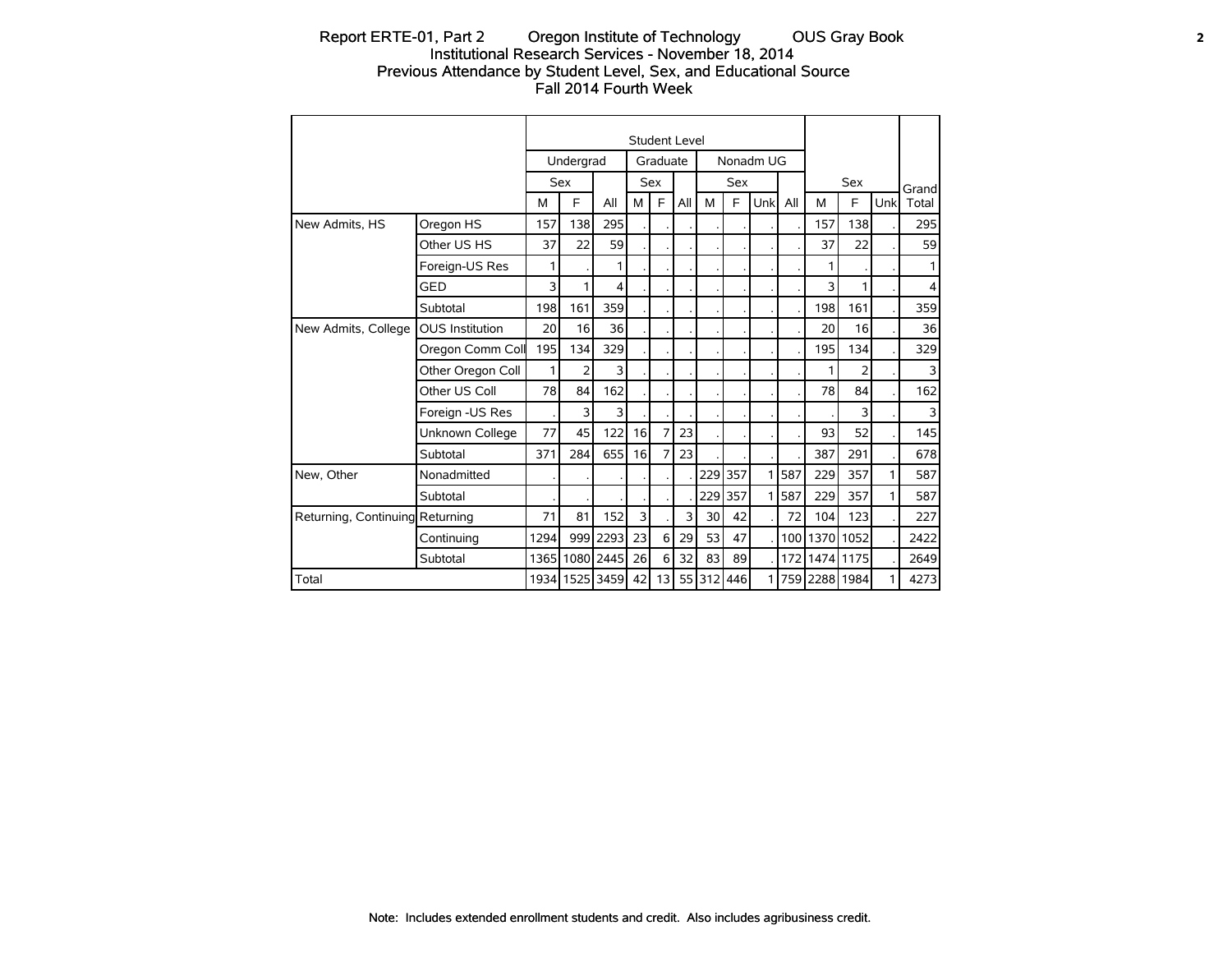# Report ERTE-01, Part 2 Oregon Institute of Technology OUS Gray Book

## Institutional Research Services - November 18, 2014

## Previous Attendance by Student Level, Sex, and Educational Source

## Fall 2014 Fourth Week

| | | Student Level | | | | | | | | | | | | | | |
|---|---|---|---|---|---|---|---|---|---|---|---|---|---|---|---|---|
| | | Undergrad | | | Graduate | | | Nonadm UG | | | | | | | | |
| | | Sex | | | Sex | | | Sex | | | | Sex | | | | Grand |
| | | M | F | All | M | F | All | M | F | Unk | All | M | F | Unk | | Total |
| New Admits, HS | Oregon HS | 157 | 138 | 295 | . | . | . | . | . | . | . | 157 | 138 | . | | 295 |
| | Other US HS | 37 | 22 | 59 | . | . | . | . | . | . | . | 37 | 22 | . | | 59 |
| | Foreign-US Res | 1 | . | 1 | . | . | . | . | . | . | . | 1 | . | . | | 1 |
| | GED | 3 | 1 | 4 | . | . | . | . | . | . | . | 3 | 1 | . | | 4 |
| | Subtotal | 198 | 161 | 359 | . | . | . | . | . | . | . | 198 | 161 | . | | 359 |
| New Admits, College | OUS Institution | 20 | 16 | 36 | . | . | . | . | . | . | . | 20 | 16 | . | | 36 |
| | Oregon Comm Coll | 195 | 134 | 329 | . | . | . | . | . | . | . | 195 | 134 | . | | 329 |
| | Other Oregon Coll | 1 | 2 | 3 | . | . | . | . | . | . | . | 1 | 2 | . | | 3 |
| | Other US Coll | 78 | 84 | 162 | . | . | . | . | . | . | . | 78 | 84 | . | | 162 |
| | Foreign -US Res | . | 3 | 3 | . | . | . | . | . | . | . | . | 3 | . | | 3 |
| | Unknown College | 77 | 45 | 122 | 16 | 7 | 23 | . | . | . | . | 93 | 52 | . | | 145 |
| | Subtotal | 371 | 284 | 655 | 16 | 7 | 23 | . | . | . | . | 387 | 291 | . | | 678 |
| New, Other | Nonadmitted | . | . | . | . | . | . | 229 | 357 | 1 | 587 | 229 | 357 | 1 | | 587 |
| | Subtotal | . | . | . | . | . | . | 229 | 357 | 1 | 587 | 229 | 357 | 1 | | 587 |
| Returning, Continuing | Returning | 71 | 81 | 152 | 3 | . | 3 | 30 | 42 | . | 72 | 104 | 123 | . | | 227 |
| | Continuing | 1294 | 999 | 2293 | 23 | 6 | 29 | 53 | 47 | . | 100 | 1370 | 1052 | . | | 2422 |
| | Subtotal | 1365 | 1080 | 2445 | 26 | 6 | 32 | 83 | 89 | . | 172 | 1474 | 1175 | . | | 2649 |
| Total | | 1934 | 1525 | 3459 | 42 | 13 | 55 | 312 | 446 | 1 | 759 | 2288 | 1984 | 1 | | 4273 |

Note: Includes extended enrollment students and credit. Also includes agribusiness credit.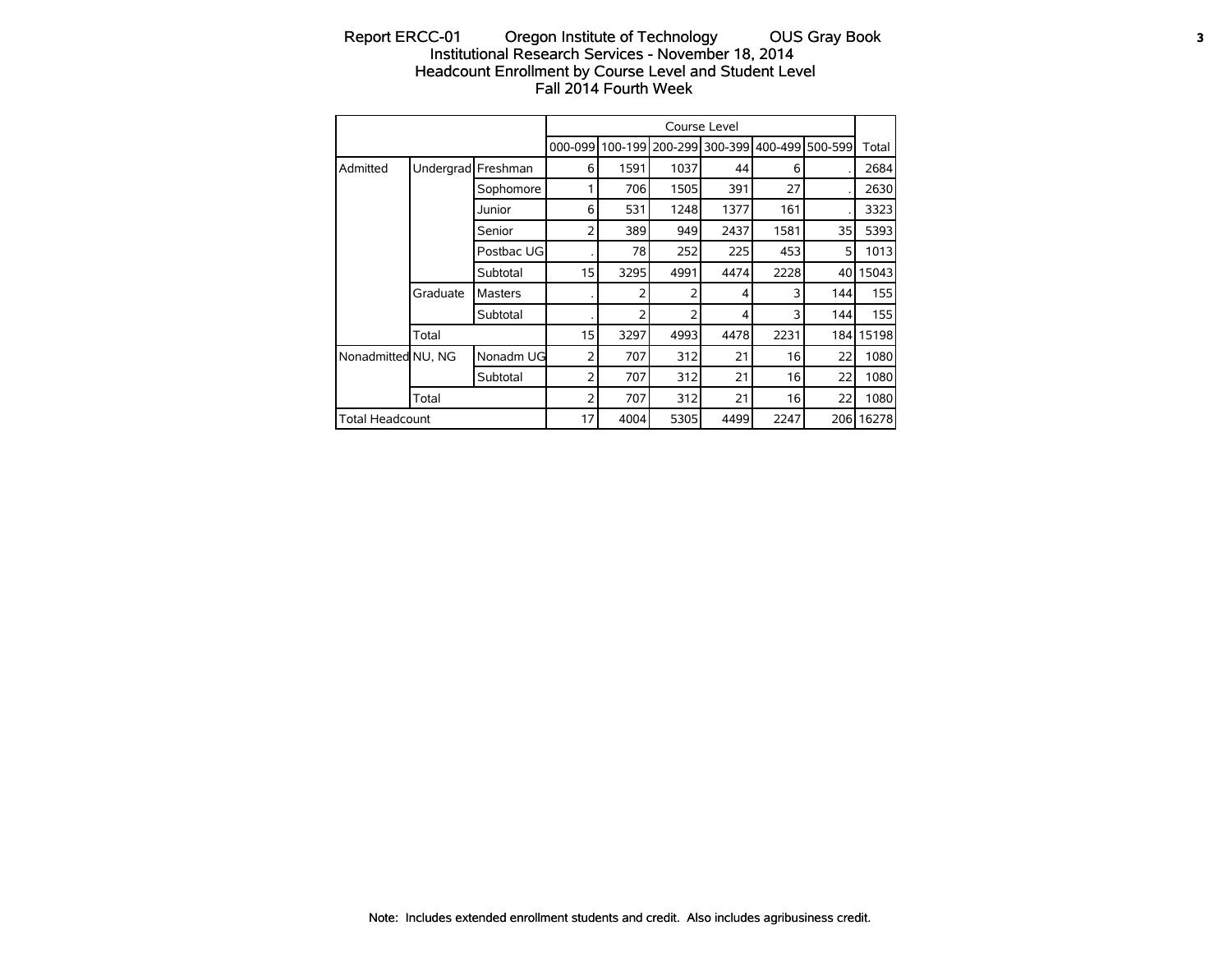# Report ERCC-01 Oregon Institute of Technology OUS Gray Book

## Institutional Research Services - November 18, 2014

## Headcount Enrollment by Course Level and Student Level

## Fall 2014 Fourth Week

| | | | Course Level | | | | | | |
|---|---|---|---|---|---|---|---|---|---|
| | | | 000-099 | 100-199 | 200-299 | 300-399 | 400-499 | 500-599 | Total |
| Admitted | Undergrad | Freshman | 6 | 1591 | 1037 | 44 | 6 | . | 2684 |
| | | Sophomore | 1 | 706 | 1505 | 391 | 27 | . | 2630 |
| | | Junior | 6 | 531 | 1248 | 1377 | 161 | . | 3323 |
| | | Senior | 2 | 389 | 949 | 2437 | 1581 | 35 | 5393 |
| | | Postbac UG | . | 78 | 252 | 225 | 453 | 5 | 1013 |
| | | Subtotal | 15 | 3295 | 4991 | 4474 | 2228 | 40 | 15043 |
| | Graduate | Masters | . | 2 | 2 | 4 | 3 | 144 | 155 |
| | | Subtotal | . | 2 | 2 | 4 | 3 | 144 | 155 |
| | Total | | 15 | 3297 | 4993 | 4478 | 2231 | 184 | 15198 |
| Nonadmitted | NU, NG | Nonadm UG | 2 | 707 | 312 | 21 | 16 | 22 | 1080 |
| | | Subtotal | 2 | 707 | 312 | 21 | 16 | 22 | 1080 |
| | Total | | 2 | 707 | 312 | 21 | 16 | 22 | 1080 |
| Total Headcount | | | 17 | 4004 | 5305 | 4499 | 2247 | 206 | 16278 |

Note: Includes extended enrollment students and credit. Also includes agribusiness credit.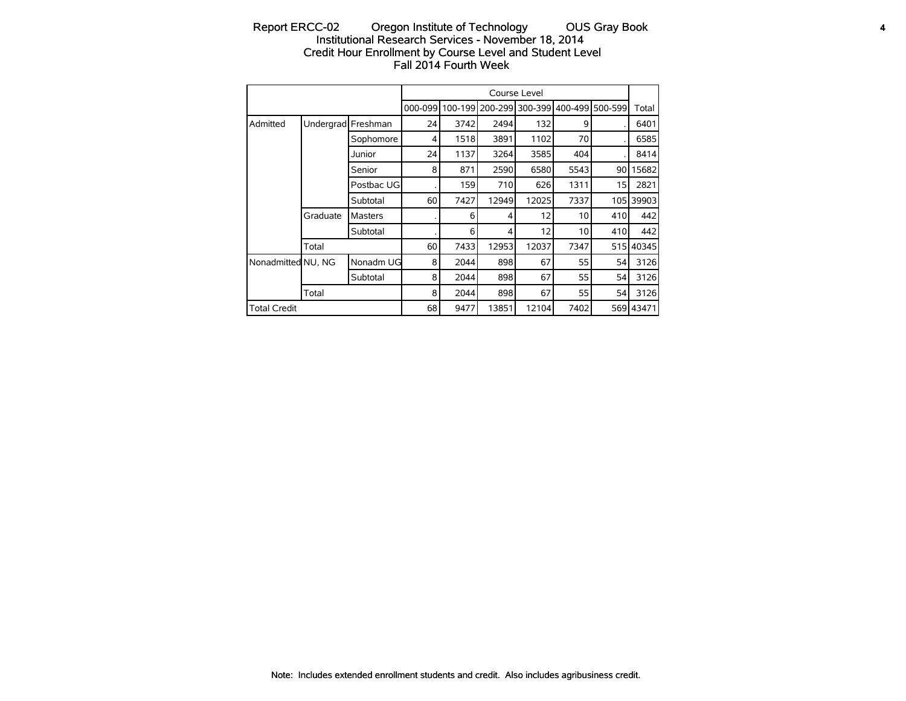# Report ERCC-02 Oregon Institute of Technology OUS Gray Book

## Institutional Research Services - November 18, 2014

## Credit Hour Enrollment by Course Level and Student Level

## Fall 2014 Fourth Week

| | | | Course Level | | | | | | |
|---|---|---|---|---|---|---|---|---|---|
| | | | 000-099 | 100-199 | 200-299 | 300-399 | 400-499 | 500-599 | Total |
| Admitted | Undergrad | Freshman | 24 | 3742 | 2494 | 132 | 9 | . | 6401 |
| | | Sophomore | 4 | 1518 | 3891 | 1102 | 70 | . | 6585 |
| | | Junior | 24 | 1137 | 3264 | 3585 | 404 | . | 8414 |
| | | Senior | 8 | 871 | 2590 | 6580 | 5543 | 90 | 15682 |
| | | Postbac UG | . | 159 | 710 | 626 | 1311 | 15 | 2821 |
| | | Subtotal | 60 | 7427 | 12949 | 12025 | 7337 | 105 | 39903 |
| | Graduate | Masters | . | 6 | 4 | 12 | 10 | 410 | 442 |
| | | Subtotal | . | 6 | 4 | 12 | 10 | 410 | 442 |
| | Total | | 60 | 7433 | 12953 | 12037 | 7347 | 515 | 40345 |
| Nonadmitted | NU, NG | Nonadm UG | 8 | 2044 | 898 | 67 | 55 | 54 | 3126 |
| | | Subtotal | 8 | 2044 | 898 | 67 | 55 | 54 | 3126 |
| | Total | | 8 | 2044 | 898 | 67 | 55 | 54 | 3126 |
| Total Credit | | | 68 | 9477 | 13851 | 12104 | 7402 | 569 | 43471 |

Note: Includes extended enrollment students and credit. Also includes agribusiness credit.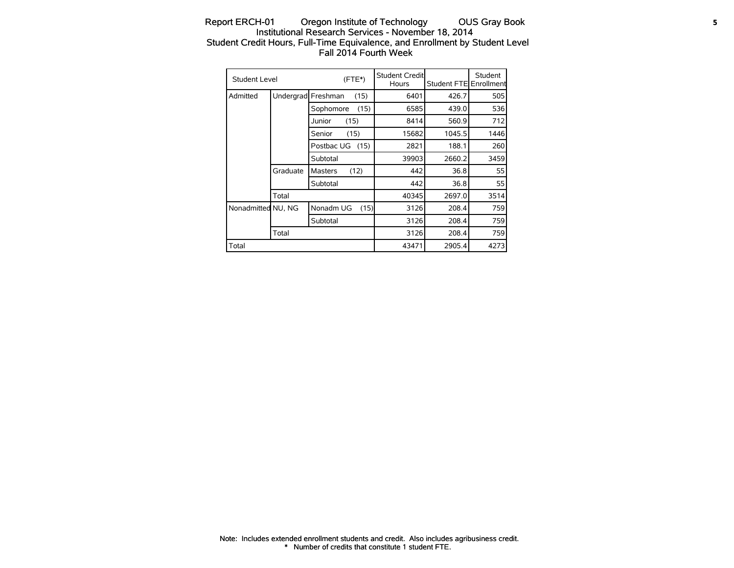Report ERCH-01 Oregon Institute of Technology OUS Gray Book

Institutional Research Services - November 18, 2014

# Student Credit Hours, Full-Time Equivalence, and Enrollment by Student Level

## Fall 2014 Fourth Week

| Student Level | | (FTE*) | Student Credit Hours | Student FTE | Student Enrollment |
|---|---|---|---|---|---|
| Admitted | Undergrad | Freshman (15) | 6401 | 426.7 | 505 |
| | | Sophomore (15) | 6585 | 439.0 | 536 |
| | | Junior (15) | 8414 | 560.9 | 712 |
| | | Senior (15) | 15682 | 1045.5 | 1446 |
| | | Postbac UG (15) | 2821 | 188.1 | 260 |
| | | Subtotal | 39903 | 2660.2 | 3459 |
| | Graduate | Masters (12) | 442 | 36.8 | 55 |
| | | Subtotal | 442 | 36.8 | 55 |
| | Total | | 40345 | 2697.0 | 3514 |
| Nonadmitted | NU, NG | Nonadm UG (15) | 3126 | 208.4 | 759 |
| | | Subtotal | 3126 | 208.4 | 759 |
| | Total | | 3126 | 208.4 | 759 |
| Total | | | 43471 | 2905.4 | 4273 |

Note: Includes extended enrollment students and credit. Also includes agribusiness credit.

* Number of credits that constitute 1 student FTE.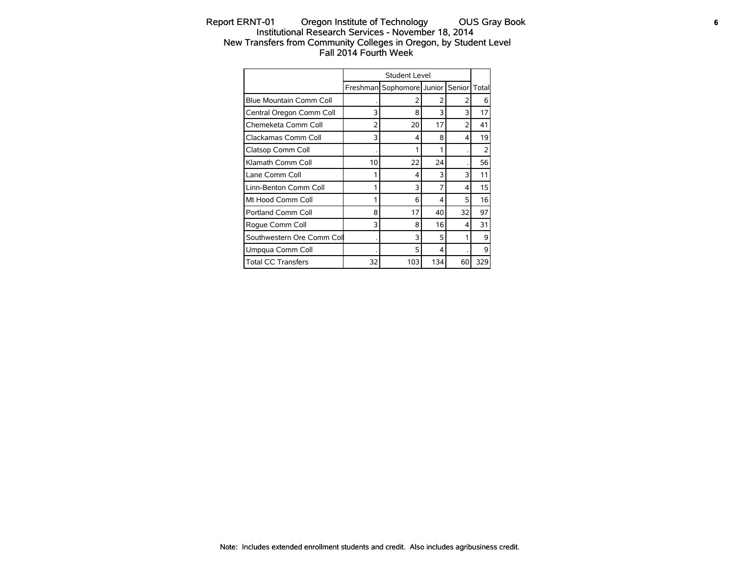# Report ERNT-01 Oregon Institute of Technology OUS Gray Book

## Institutional Research Services - November 18, 2014

## New Transfers from Community Colleges in Oregon, by Student Level

## Fall 2014 Fourth Week

| | Student Level | | | | |
|---|---|---|---|---|---|
| | Freshman | Sophomore | Junior | Senior | Total |
| Blue Mountain Comm Coll | . | 2 | 2 | 2 | 6 |
| Central Oregon Comm Coll | 3 | 8 | 3 | 3 | 17 |
| Chemeketa Comm Coll | 2 | 20 | 17 | 2 | 41 |
| Clackamas Comm Coll | 3 | 4 | 8 | 4 | 19 |
| Clatsop Comm Coll | . | 1 | 1 | . | 2 |
| Klamath Comm Coll | 10 | 22 | 24 | . | 56 |
| Lane Comm Coll | 1 | 4 | 3 | 3 | 11 |
| Linn-Benton Comm Coll | 1 | 3 | 7 | 4 | 15 |
| Mt Hood Comm Coll | 1 | 6 | 4 | 5 | 16 |
| Portland Comm Coll | 8 | 17 | 40 | 32 | 97 |
| Rogue Comm Coll | 3 | 8 | 16 | 4 | 31 |
| Southwestern Ore Comm Coll | . | 3 | 5 | 1 | 9 |
| Umpqua Comm Coll | . | 5 | 4 | . | 9 |
| Total CC Transfers | 32 | 103 | 134 | 60 | 329 |

Note: Includes extended enrollment students and credit. Also includes agribusiness credit.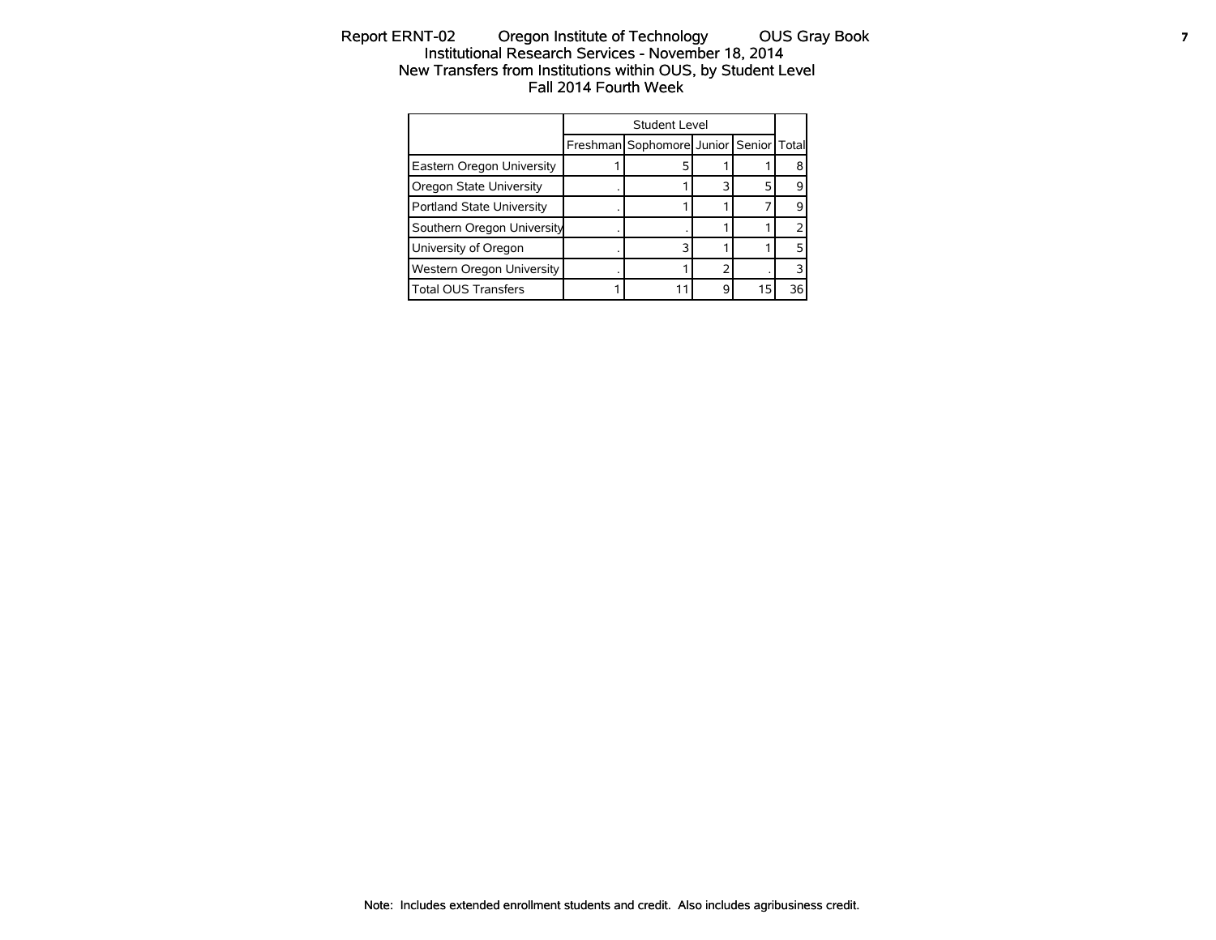# Report ERNT-02 Oregon Institute of Technology OUS Gray Book

## Institutional Research Services - November 18, 2014

## New Transfers from Institutions within OUS, by Student Level

## Fall 2014 Fourth Week

| | Student Level | | | | |
|---|---|---|---|---|---|
| | Freshman | Sophomore | Junior | Senior | Total |
| Eastern Oregon University | 1 | 5 | 1 | 1 | 8 |
| Oregon State University | . | 1 | 3 | 5 | 9 |
| Portland State University | . | 1 | 1 | 7 | 9 |
| Southern Oregon University | . | . | 1 | 1 | 2 |
| University of Oregon | . | 3 | 1 | 1 | 5 |
| Western Oregon University | . | 1 | 2 | . | 3 |
| Total OUS Transfers | 1 | 11 | 9 | 15 | 36 |

Note: Includes extended enrollment students and credit. Also includes agribusiness credit.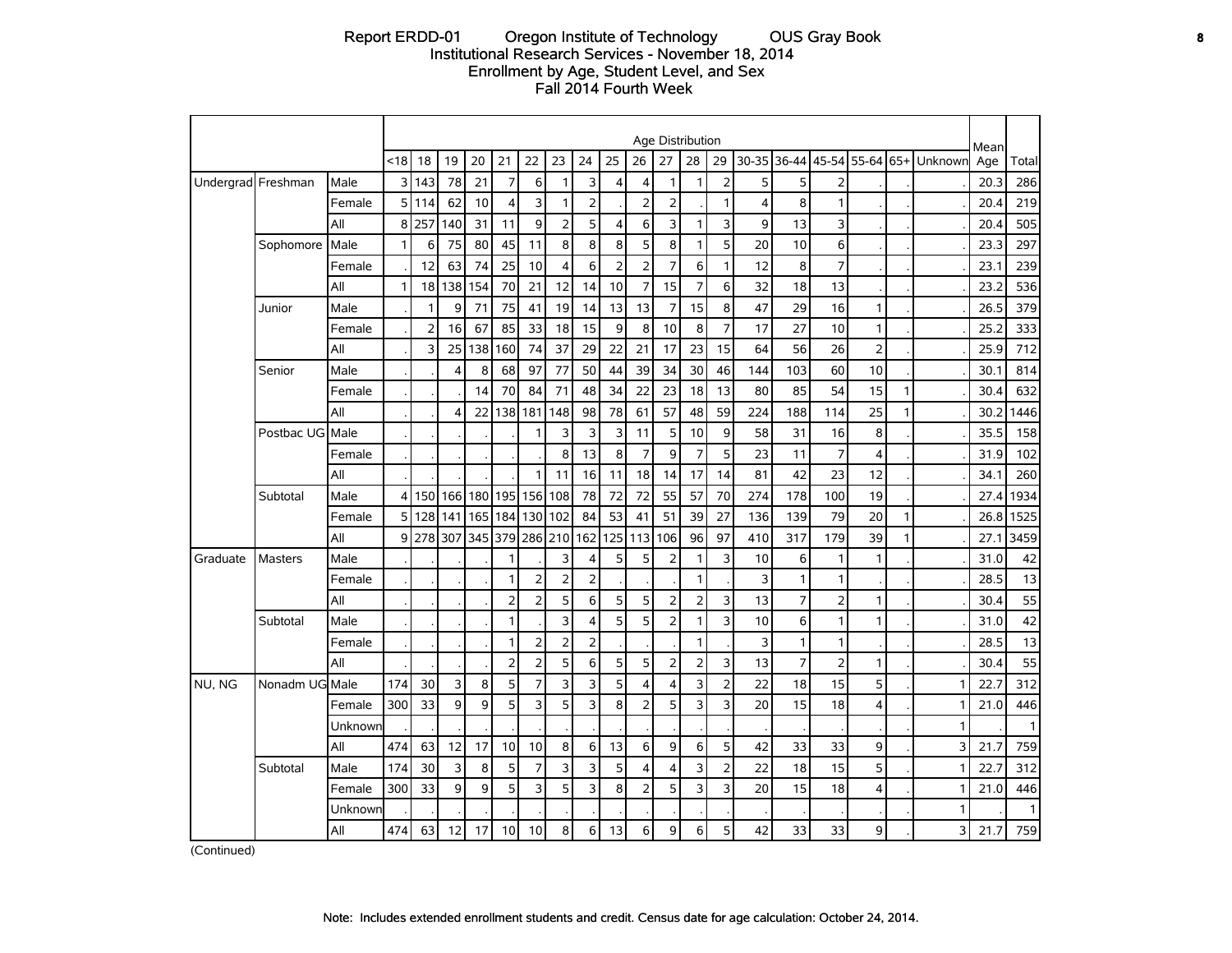Report ERDD-01 Oregon Institute of Technology OUS Gray Book
Institutional Research Services - November 18, 2014
Enrollment by Age, Student Level, and Sex
Fall 2014 Fourth Week

| | | | Age Distribution | | | | | | | | | | | | | | | | | | | Mean Age | Total |
|---|---|---|---|---|---|---|---|---|---|---|---|---|---|---|---|---|---|---|---|---|---|---|---|
| | | | <18 | 18 | 19 | 20 | 21 | 22 | 23 | 24 | 25 | 26 | 27 | 28 | 29 | 30-35 | 36-44 | 45-54 | 55-64 | 65+ | Unknown | | |
| Undergrad | Freshman | Male | 3 | 143 | 78 | 21 | 7 | 6 | 1 | 3 | 4 | 4 | 1 | 1 | 2 | 5 | 5 | 2 | . | . | . | 20.3 | 286 |
| | | Female | 5 | 114 | 62 | 10 | 4 | 3 | 1 | 2 | . | 2 | 2 | . | 1 | 4 | 8 | 1 | . | . | . | 20.4 | 219 |
| | | All | 8 | 257 | 140 | 31 | 11 | 9 | 2 | 5 | 4 | 6 | 3 | 1 | 3 | 9 | 13 | 3 | . | . | . | 20.4 | 505 |
| | Sophomore | Male | 1 | 6 | 75 | 80 | 45 | 11 | 8 | 8 | 8 | 5 | 8 | 1 | 5 | 20 | 10 | 6 | . | . | . | 23.3 | 297 |
| | | Female | . | 12 | 63 | 74 | 25 | 10 | 4 | 6 | 2 | 2 | 7 | 6 | 1 | 12 | 8 | 7 | . | . | . | 23.1 | 239 |
| | | All | 1 | 18 | 138 | 154 | 70 | 21 | 12 | 14 | 10 | 7 | 15 | 7 | 6 | 32 | 18 | 13 | . | . | . | 23.2 | 536 |
| | Junior | Male | . | 1 | 9 | 71 | 75 | 41 | 19 | 14 | 13 | 13 | 7 | 15 | 8 | 47 | 29 | 16 | 1 | . | . | 26.5 | 379 |
| | | Female | . | 2 | 16 | 67 | 85 | 33 | 18 | 15 | 9 | 8 | 10 | 8 | 7 | 17 | 27 | 10 | 1 | . | . | 25.2 | 333 |
| | | All | . | 3 | 25 | 138 | 160 | 74 | 37 | 29 | 22 | 21 | 17 | 23 | 15 | 64 | 56 | 26 | 2 | . | . | 25.9 | 712 |
| | Senior | Male | . | . | 4 | 8 | 68 | 97 | 77 | 50 | 44 | 39 | 34 | 30 | 46 | 144 | 103 | 60 | 10 | . | . | 30.1 | 814 |
| | | Female | . | . | . | 14 | 70 | 84 | 71 | 48 | 34 | 22 | 23 | 18 | 13 | 80 | 85 | 54 | 15 | 1 | . | 30.4 | 632 |
| | | All | . | . | 4 | 22 | 138 | 181 | 148 | 98 | 78 | 61 | 57 | 48 | 59 | 224 | 188 | 114 | 25 | 1 | . | 30.2 | 1446 |
| | Postbac UG | Male | . | . | . | . | . | 1 | 3 | 3 | 3 | 11 | 5 | 10 | 9 | 58 | 31 | 16 | 8 | . | . | 35.5 | 158 |
| | | Female | . | . | . | . | . | . | 8 | 13 | 8 | 7 | 9 | 7 | 5 | 23 | 11 | 7 | 4 | . | . | 31.9 | 102 |
| | | All | . | . | . | . | . | 1 | 11 | 16 | 11 | 18 | 14 | 17 | 14 | 81 | 42 | 23 | 12 | . | . | 34.1 | 260 |
| | Subtotal | Male | 4 | 150 | 166 | 180 | 195 | 156 | 108 | 78 | 72 | 72 | 55 | 57 | 70 | 274 | 178 | 100 | 19 | . | . | 27.4 | 1934 |
| | | Female | 5 | 128 | 141 | 165 | 184 | 130 | 102 | 84 | 53 | 41 | 51 | 39 | 27 | 136 | 139 | 79 | 20 | 1 | . | 26.8 | 1525 |
| | | All | 9 | 278 | 307 | 345 | 379 | 286 | 210 | 162 | 125 | 113 | 106 | 96 | 97 | 410 | 317 | 179 | 39 | 1 | . | 27.1 | 3459 |
| Graduate | Masters | Male | . | . | . | . | 1 | . | 3 | 4 | 5 | 5 | 2 | 1 | 3 | 10 | 6 | 1 | 1 | . | . | 31.0 | 42 |
| | | Female | . | . | . | . | 1 | 2 | 2 | 2 | . | . | . | 1 | . | 3 | 1 | 1 | . | . | . | 28.5 | 13 |
| | | All | . | . | . | . | 2 | 2 | 5 | 6 | 5 | 5 | 2 | 2 | 3 | 13 | 7 | 2 | 1 | . | . | 30.4 | 55 |
| | Subtotal | Male | . | . | . | . | 1 | . | 3 | 4 | 5 | 5 | 2 | 1 | 3 | 10 | 6 | 1 | 1 | . | . | 31.0 | 42 |
| | | Female | . | . | . | . | 1 | 2 | 2 | 2 | . | . | . | 1 | . | 3 | 1 | 1 | . | . | . | 28.5 | 13 |
| | | All | . | . | . | . | 2 | 2 | 5 | 6 | 5 | 5 | 2 | 2 | 3 | 13 | 7 | 2 | 1 | . | . | 30.4 | 55 |
| NU, NG | Nonadm UG | Male | 174 | 30 | 3 | 8 | 5 | 7 | 3 | 3 | 5 | 4 | 4 | 3 | 2 | 22 | 18 | 15 | 5 | . | 1 | 22.7 | 312 |
| | | Female | 300 | 33 | 9 | 9 | 5 | 3 | 5 | 3 | 8 | 2 | 5 | 3 | 3 | 20 | 15 | 18 | 4 | . | 1 | 21.0 | 446 |
| | | Unknown | . | . | . | . | . | . | . | . | . | . | . | . | . | . | . | . | . | . | 1 | . | 1 |
| | | All | 474 | 63 | 12 | 17 | 10 | 10 | 8 | 6 | 13 | 6 | 9 | 6 | 5 | 42 | 33 | 33 | 9 | . | 3 | 21.7 | 759 |
| | Subtotal | Male | 174 | 30 | 3 | 8 | 5 | 7 | 3 | 3 | 5 | 4 | 4 | 3 | 2 | 22 | 18 | 15 | 5 | . | 1 | 22.7 | 312 |
| | | Female | 300 | 33 | 9 | 9 | 5 | 3 | 5 | 3 | 8 | 2 | 5 | 3 | 3 | 20 | 15 | 18 | 4 | . | 1 | 21.0 | 446 |
| | | Unknown | . | . | . | . | . | . | . | . | . | . | . | . | . | . | . | . | . | . | 1 | . | 1 |
| | | All | 474 | 63 | 12 | 17 | 10 | 10 | 8 | 6 | 13 | 6 | 9 | 6 | 5 | 42 | 33 | 33 | 9 | . | 3 | 21.7 | 759 |

(Continued)

Note: Includes extended enrollment students and credit. Census date for age calculation: October 24, 2014.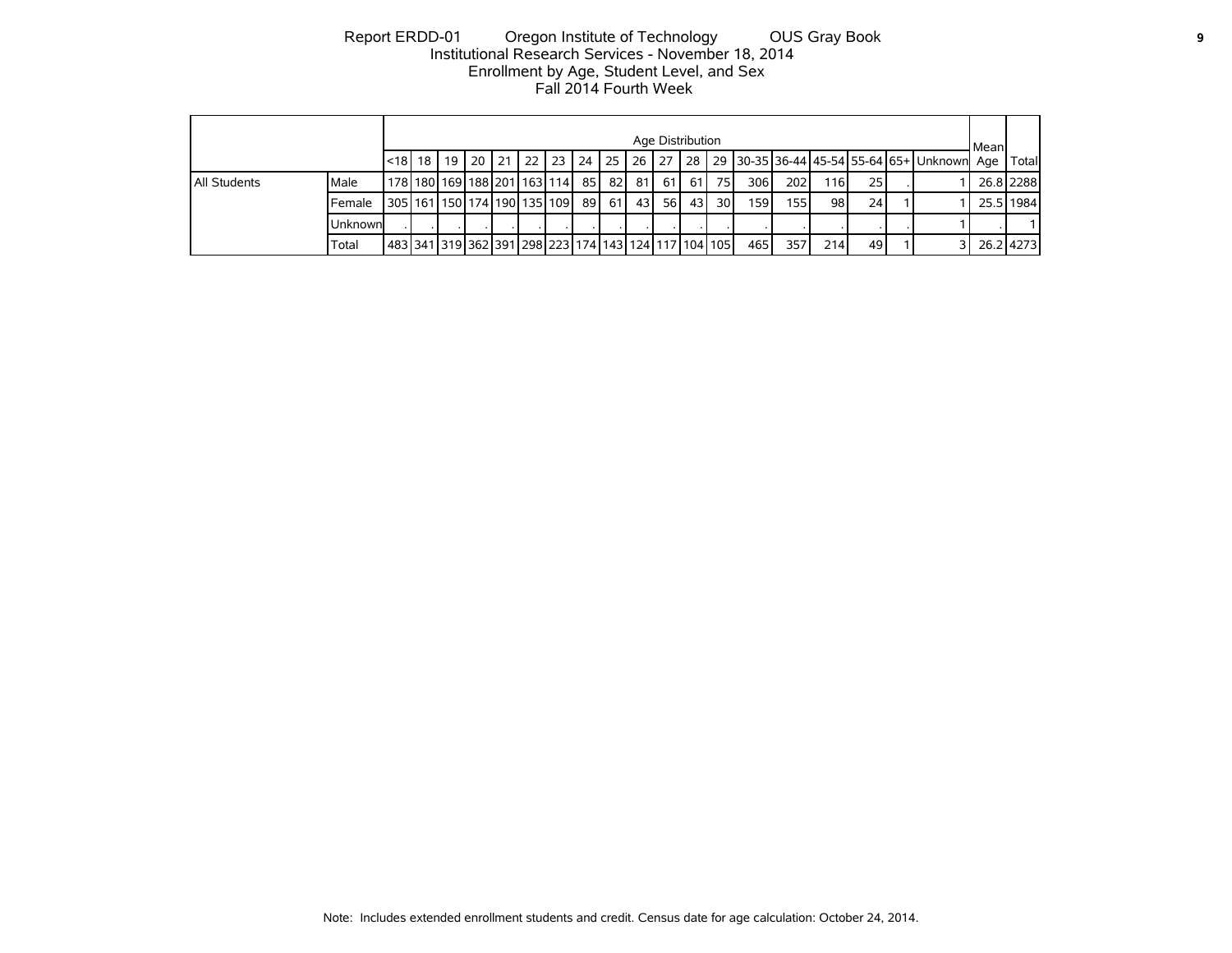Report ERDD-01 Oregon Institute of Technology OUS Gray Book
Institutional Research Services - November 18, 2014
Enrollment by Age, Student Level, and Sex
Fall 2014 Fourth Week

| | | Age Distribution | | | | | | | | | | | | | | | | | | | | Mean Age | Total |
|---|---|---|---|---|---|---|---|---|---|---|---|---|---|---|---|---|---|---|---|---|---|---|---|
| | | <18 | 18 | 19 | 20 | 21 | 22 | 23 | 24 | 25 | 26 | 27 | 28 | 29 | 30-35 | 36-44 | 45-54 | 55-64 | 65+ | Unknown | | | |
| All Students | Male | 178 | 180 | 169 | 188 | 201 | 163 | 114 | 85 | 82 | 81 | 61 | 61 | 75 | 306 | 202 | 116 | 25 | . | 1 | | 26.8 | 2288 |
| | Female | 305 | 161 | 150 | 174 | 190 | 135 | 109 | 89 | 61 | 43 | 56 | 43 | 30 | 159 | 155 | 98 | 24 | 1 | 1 | | 25.5 | 1984 |
| | Unknown | . | . | . | . | . | . | . | . | . | . | . | . | . | . | . | . | . | . | 1 | | . | 1 |
| | Total | 483 | 341 | 319 | 362 | 391 | 298 | 223 | 174 | 143 | 124 | 117 | 104 | 105 | 465 | 357 | 214 | 49 | 1 | 3 | | 26.2 | 4273 |

Note: Includes extended enrollment students and credit. Census date for age calculation: October 24, 2014.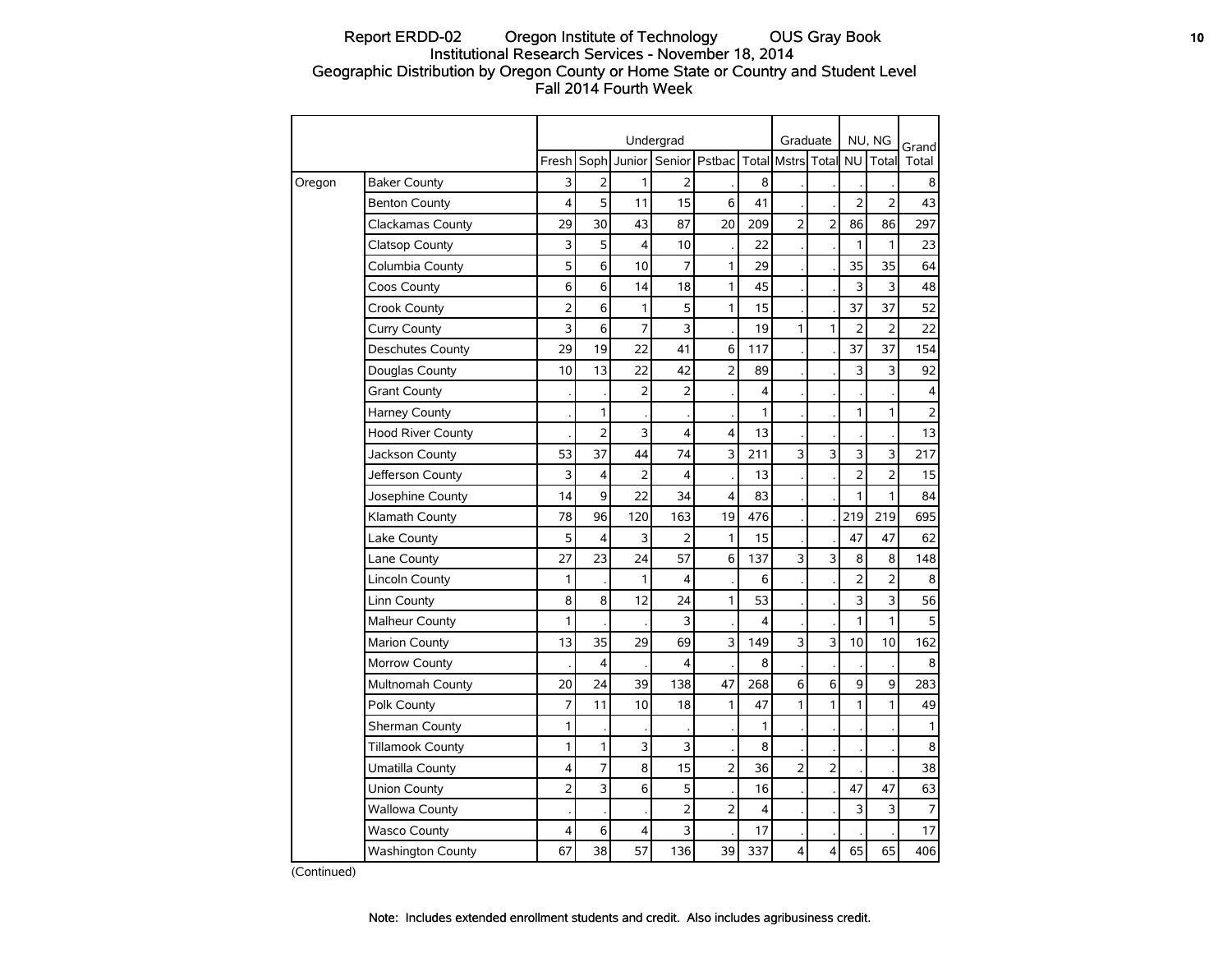Report ERDD-02 Oregon Institute of Technology OUS Gray Book
Institutional Research Services - November 18, 2014
Geographic Distribution by Oregon County or Home State or Country and Student Level
Fall 2014 Fourth Week

| | | Undergrad | | | | | | Graduate | | NU, NG | | Grand |
|---|---|---|---|---|---|---|---|---|---|---|---|---|
| | | Fresh | Soph | Junior | Senior | Pstbac | Total | Mstrs | Total | NU | Total | Total |
| Oregon | Baker County | 3 | 2 | 1 | 2 | . | 8 | . | . | . | . | 8 |
| | Benton County | 4 | 5 | 11 | 15 | 6 | 41 | . | . | 2 | 2 | 43 |
| | Clackamas County | 29 | 30 | 43 | 87 | 20 | 209 | 2 | 2 | 86 | 86 | 297 |
| | Clatsop County | 3 | 5 | 4 | 10 | . | 22 | . | . | 1 | 1 | 23 |
| | Columbia County | 5 | 6 | 10 | 7 | 1 | 29 | . | . | 35 | 35 | 64 |
| | Coos County | 6 | 6 | 14 | 18 | 1 | 45 | . | . | 3 | 3 | 48 |
| | Crook County | 2 | 6 | 1 | 5 | 1 | 15 | . | . | 37 | 37 | 52 |
| | Curry County | 3 | 6 | 7 | 3 | . | 19 | 1 | 1 | 2 | 2 | 22 |
| | Deschutes County | 29 | 19 | 22 | 41 | 6 | 117 | . | . | 37 | 37 | 154 |
| | Douglas County | 10 | 13 | 22 | 42 | 2 | 89 | . | . | 3 | 3 | 92 |
| | Grant County | . | . | 2 | 2 | . | 4 | . | . | . | . | 4 |
| | Harney County | . | 1 | . | . | . | 1 | . | . | 1 | 1 | 2 |
| | Hood River County | . | 2 | 3 | 4 | 4 | 13 | . | . | . | . | 13 |
| | Jackson County | 53 | 37 | 44 | 74 | 3 | 211 | 3 | 3 | 3 | 3 | 217 |
| | Jefferson County | 3 | 4 | 2 | 4 | . | 13 | . | . | 2 | 2 | 15 |
| | Josephine County | 14 | 9 | 22 | 34 | 4 | 83 | . | . | 1 | 1 | 84 |
| | Klamath County | 78 | 96 | 120 | 163 | 19 | 476 | . | . | 219 | 219 | 695 |
| | Lake County | 5 | 4 | 3 | 2 | 1 | 15 | . | . | 47 | 47 | 62 |
| | Lane County | 27 | 23 | 24 | 57 | 6 | 137 | 3 | 3 | 8 | 8 | 148 |
| | Lincoln County | 1 | . | 1 | 4 | . | 6 | . | . | 2 | 2 | 8 |
| | Linn County | 8 | 8 | 12 | 24 | 1 | 53 | . | . | 3 | 3 | 56 |
| | Malheur County | 1 | . | . | 3 | . | 4 | . | . | 1 | 1 | 5 |
| | Marion County | 13 | 35 | 29 | 69 | 3 | 149 | 3 | 3 | 10 | 10 | 162 |
| | Morrow County | . | 4 | . | 4 | . | 8 | . | . | . | . | 8 |
| | Multnomah County | 20 | 24 | 39 | 138 | 47 | 268 | 6 | 6 | 9 | 9 | 283 |
| | Polk County | 7 | 11 | 10 | 18 | 1 | 47 | 1 | 1 | 1 | 1 | 49 |
| | Sherman County | 1 | . | . | . | . | 1 | . | . | . | . | 1 |
| | Tillamook County | 1 | 1 | 3 | 3 | . | 8 | . | . | . | . | 8 |
| | Umatilla County | 4 | 7 | 8 | 15 | 2 | 36 | 2 | 2 | . | . | 38 |
| | Union County | 2 | 3 | 6 | 5 | . | 16 | . | . | 47 | 47 | 63 |
| | Wallowa County | . | . | . | 2 | 2 | 4 | . | . | 3 | 3 | 7 |
| | Wasco County | 4 | 6 | 4 | 3 | . | 17 | . | . | . | . | 17 |
| | Washington County | 67 | 38 | 57 | 136 | 39 | 337 | 4 | 4 | 65 | 65 | 406 |

(Continued)

Note: Includes extended enrollment students and credit. Also includes agribusiness credit.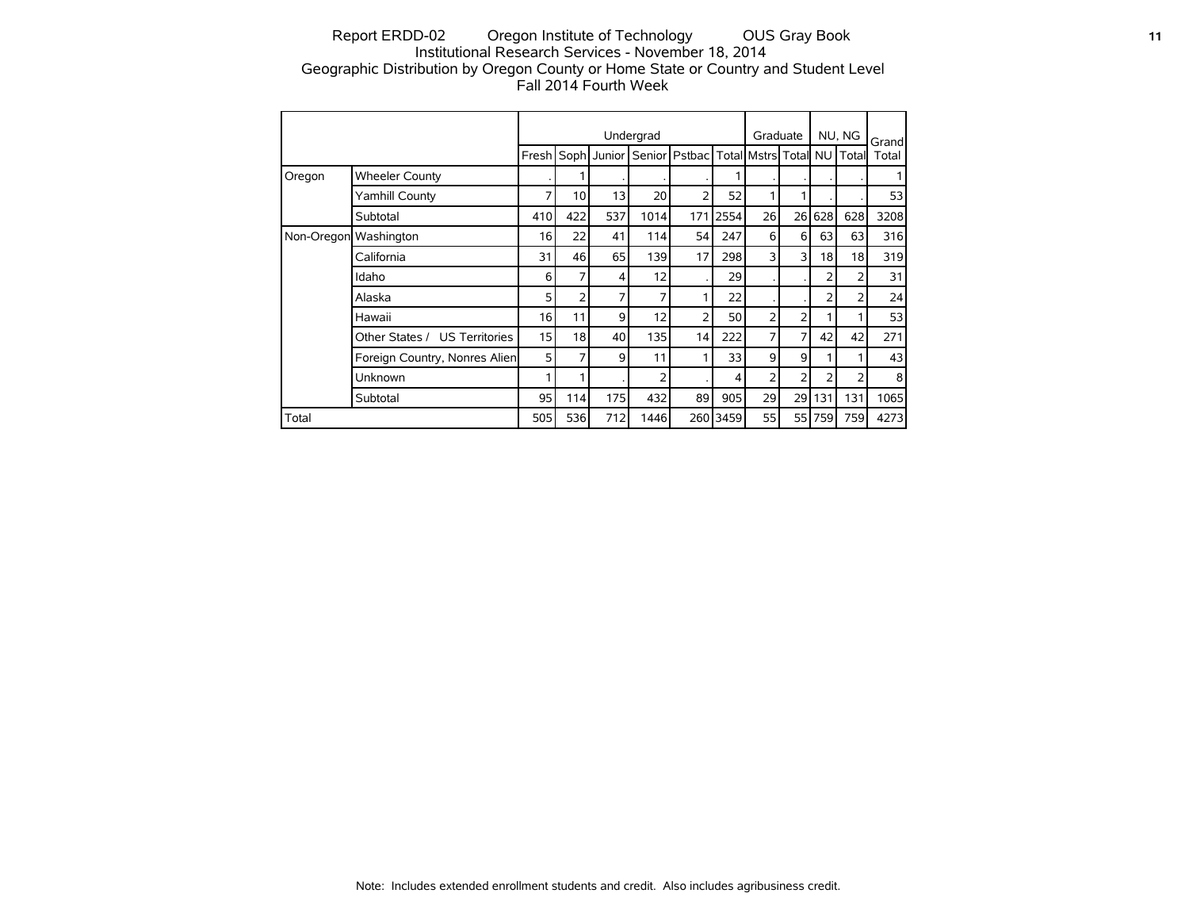Report ERDD-02 Oregon Institute of Technology OUS Gray Book
Institutional Research Services - November 18, 2014
Geographic Distribution by Oregon County or Home State or Country and Student Level
Fall 2014 Fourth Week

| | | Undergrad | | | | | | Graduate | | NU, NG | | Grand |
|---|---|---|---|---|---|---|---|---|---|---|---|---|
| | | Fresh | Soph | Junior | Senior | Pstbac | Total | Mstrs | Total | NU | Total | Total |
| Oregon | Wheeler County | . | 1 | . | . | . | 1 | . | . | . | . | 1 |
| | Yamhill County | 7 | 10 | 13 | 20 | 2 | 52 | 1 | 1 | . | . | 53 |
| | Subtotal | 410 | 422 | 537 | 1014 | 171 | 2554 | 26 | 26 | 628 | 628 | 3208 |
| Non-Oregon | Washington | 16 | 22 | 41 | 114 | 54 | 247 | 6 | 6 | 63 | 63 | 316 |
| | California | 31 | 46 | 65 | 139 | 17 | 298 | 3 | 3 | 18 | 18 | 319 |
| | Idaho | 6 | 7 | 4 | 12 | . | 29 | . | . | 2 | 2 | 31 |
| | Alaska | 5 | 2 | 7 | 7 | 1 | 22 | . | . | 2 | 2 | 24 |
| | Hawaii | 16 | 11 | 9 | 12 | 2 | 50 | 2 | 2 | 1 | 1 | 53 |
| | Other States / US Territories | 15 | 18 | 40 | 135 | 14 | 222 | 7 | 7 | 42 | 42 | 271 |
| | Foreign Country, Nonres Alien | 5 | 7 | 9 | 11 | 1 | 33 | 9 | 9 | 1 | 1 | 43 |
| | Unknown | 1 | 1 | . | 2 | . | 4 | 2 | 2 | 2 | 2 | 8 |
| | Subtotal | 95 | 114 | 175 | 432 | 89 | 905 | 29 | 29 | 131 | 131 | 1065 |
| Total | | 505 | 536 | 712 | 1446 | 260 | 3459 | 55 | 55 | 759 | 759 | 4273 |

Note: Includes extended enrollment students and credit. Also includes agribusiness credit.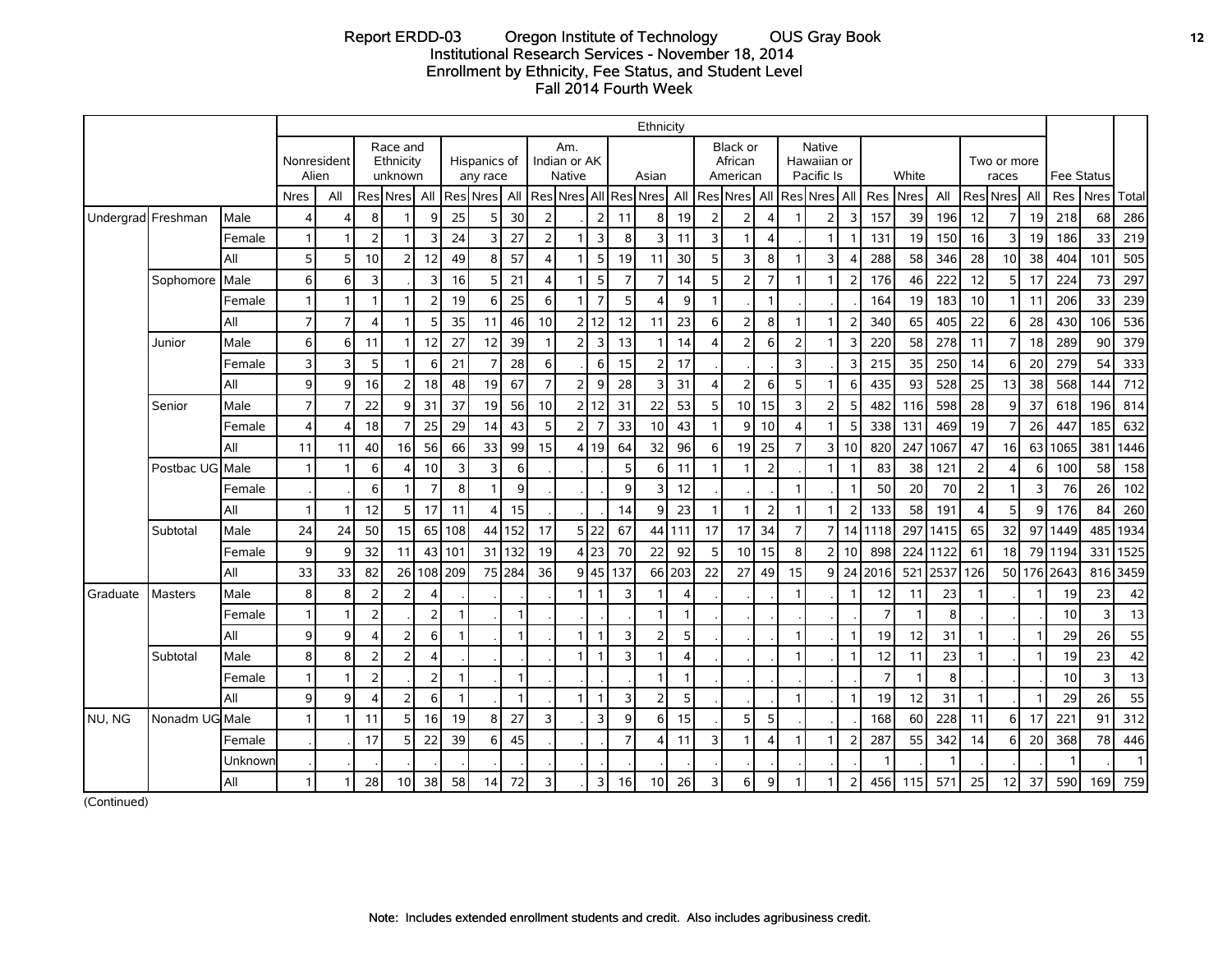Report ERDD-03 Oregon Institute of Technology OUS Gray Book
Institutional Research Services - November 18, 2014
Enrollment by Ethnicity, Fee Status, and Student Level
Fall 2014 Fourth Week

| | | | Ethnicity | | | | | | | | | | | | | | | | | | | | | | | | | | | | Fee Status | | Total |
|---|---|---|---|---|---|---|---|---|---|---|---|---|---|---|---|---|---|---|---|---|---|---|---|---|---|---|---|---|---|---|---|---|---|
| | | | Nonresident Alien | | Race and Ethnicity unknown | | | Hispanics of any race | | | Am. Indian or AK Native | | | Asian | | | Black or African American | | | Native Hawaiian or Pacific Is | | | White | | | Two or more races | | | | | |
| | | | Nres | All | Res | Nres | All | Res | Nres | All | Res | Nres | All | Res | Nres | All | Res | Nres | All | Res | Nres | All | Res | Nres | All | Res | Nres | All | Res | Nres | Total |
| Undergrad | Freshman | Male | 4 | 4 | 8 | 1 | 9 | 25 | 5 | 30 | 2 | . | 2 | 11 | 8 | 19 | 2 | 2 | 4 | 1 | 2 | 3 | 157 | 39 | 196 | 12 | 7 | 19 | 218 | 68 | 286 |
| | | Female | 1 | 1 | 2 | 1 | 3 | 24 | 3 | 27 | 2 | 1 | 3 | 8 | 3 | 11 | 3 | 1 | 4 | . | 1 | 1 | 131 | 19 | 150 | 16 | 3 | 19 | 186 | 33 | 219 |
| | | All | 5 | 5 | 10 | 2 | 12 | 49 | 8 | 57 | 4 | 1 | 5 | 19 | 11 | 30 | 5 | 3 | 8 | 1 | 3 | 4 | 288 | 58 | 346 | 28 | 10 | 38 | 404 | 101 | 505 |
| | Sophomore | Male | 6 | 6 | 3 | . | 3 | 16 | 5 | 21 | 4 | 1 | 5 | 7 | 7 | 14 | 5 | 2 | 7 | 1 | 1 | 2 | 176 | 46 | 222 | 12 | 5 | 17 | 224 | 73 | 297 |
| | | Female | 1 | 1 | 1 | 1 | 2 | 19 | 6 | 25 | 6 | 1 | 7 | 5 | 4 | 9 | 1 | . | 1 | . | . | . | 164 | 19 | 183 | 10 | 1 | 11 | 206 | 33 | 239 |
| | | All | 7 | 7 | 4 | 1 | 5 | 35 | 11 | 46 | 10 | 2 | 12 | 12 | 11 | 23 | 6 | 2 | 8 | 1 | 1 | 2 | 340 | 65 | 405 | 22 | 6 | 28 | 430 | 106 | 536 |
| | Junior | Male | 6 | 6 | 11 | 1 | 12 | 27 | 12 | 39 | 1 | 2 | 3 | 13 | 1 | 14 | 4 | 2 | 6 | 2 | 1 | 3 | 220 | 58 | 278 | 11 | 7 | 18 | 289 | 90 | 379 |
| | | Female | 3 | 3 | 5 | 1 | 6 | 21 | 7 | 28 | 6 | . | 6 | 15 | 2 | 17 | . | . | . | 3 | . | 3 | 215 | 35 | 250 | 14 | 6 | 20 | 279 | 54 | 333 |
| | | All | 9 | 9 | 16 | 2 | 18 | 48 | 19 | 67 | 7 | 2 | 9 | 28 | 3 | 31 | 4 | 2 | 6 | 5 | 1 | 6 | 435 | 93 | 528 | 25 | 13 | 38 | 568 | 144 | 712 |
| | Senior | Male | 7 | 7 | 22 | 9 | 31 | 37 | 19 | 56 | 10 | 2 | 12 | 31 | 22 | 53 | 5 | 10 | 15 | 3 | 2 | 5 | 482 | 116 | 598 | 28 | 9 | 37 | 618 | 196 | 814 |
| | | Female | 4 | 4 | 18 | 7 | 25 | 29 | 14 | 43 | 5 | 2 | 7 | 33 | 10 | 43 | 1 | 9 | 10 | 4 | 1 | 5 | 338 | 131 | 469 | 19 | 7 | 26 | 447 | 185 | 632 |
| | | All | 11 | 11 | 40 | 16 | 56 | 66 | 33 | 99 | 15 | 4 | 19 | 64 | 32 | 96 | 6 | 19 | 25 | 7 | 3 | 10 | 820 | 247 | 1067 | 47 | 16 | 63 | 1065 | 381 | 1446 |
| | Postbac UG | Male | 1 | 1 | 6 | 4 | 10 | 3 | 3 | 6 | . | . | . | 5 | 6 | 11 | 1 | 1 | 2 | . | 1 | 1 | 83 | 38 | 121 | 2 | 4 | 6 | 100 | 58 | 158 |
| | | Female | . | . | 6 | 1 | 7 | 8 | 1 | 9 | . | . | . | 9 | 3 | 12 | . | . | . | 1 | . | 1 | 50 | 20 | 70 | 2 | 1 | 3 | 76 | 26 | 102 |
| | | All | 1 | 1 | 12 | 5 | 17 | 11 | 4 | 15 | . | . | . | 14 | 9 | 23 | 1 | 1 | 2 | 1 | 1 | 2 | 133 | 58 | 191 | 4 | 5 | 9 | 176 | 84 | 260 |
| | Subtotal | Male | 24 | 24 | 50 | 15 | 65 | 108 | 44 | 152 | 17 | 5 | 22 | 67 | 44 | 111 | 17 | 17 | 34 | 7 | 7 | 14 | 1118 | 297 | 1415 | 65 | 32 | 97 | 1449 | 485 | 1934 |
| | | Female | 9 | 9 | 32 | 11 | 43 | 101 | 31 | 132 | 19 | 4 | 23 | 70 | 22 | 92 | 5 | 10 | 15 | 8 | 2 | 10 | 898 | 224 | 1122 | 61 | 18 | 79 | 1194 | 331 | 1525 |
| | | All | 33 | 33 | 82 | 26 | 108 | 209 | 75 | 284 | 36 | 9 | 45 | 137 | 66 | 203 | 22 | 27 | 49 | 15 | 9 | 24 | 2016 | 521 | 2537 | 126 | 50 | 176 | 2643 | 816 | 3459 |
| Graduate | Masters | Male | 8 | 8 | 2 | 2 | 4 | . | . | . | . | 1 | 1 | 3 | 1 | 4 | . | . | . | 1 | . | 1 | 12 | 11 | 23 | 1 | . | 1 | 19 | 23 | 42 |
| | | Female | 1 | 1 | 2 | . | 2 | 1 | . | 1 | . | . | . | . | 1 | 1 | . | . | . | . | . | . | 7 | 1 | 8 | . | . | . | 10 | 3 | 13 |
| | | All | 9 | 9 | 4 | 2 | 6 | 1 | . | 1 | . | 1 | 1 | 3 | 2 | 5 | . | . | . | 1 | . | 1 | 19 | 12 | 31 | 1 | . | 1 | 29 | 26 | 55 |
| | Subtotal | Male | 8 | 8 | 2 | 2 | 4 | . | . | . | . | 1 | 1 | 3 | 1 | 4 | . | . | . | 1 | . | 1 | 12 | 11 | 23 | 1 | . | 1 | 19 | 23 | 42 |
| | | Female | 1 | 1 | 2 | . | 2 | 1 | . | 1 | . | . | . | . | 1 | 1 | . | . | . | . | . | . | 7 | 1 | 8 | . | . | . | 10 | 3 | 13 |
| | | All | 9 | 9 | 4 | 2 | 6 | 1 | . | 1 | . | 1 | 1 | 3 | 2 | 5 | . | . | . | 1 | . | 1 | 19 | 12 | 31 | 1 | . | 1 | 29 | 26 | 55 |
| NU, NG | Nonadm UG | Male | 1 | 1 | 11 | 5 | 16 | 19 | 8 | 27 | 3 | . | 3 | 9 | 6 | 15 | . | 5 | 5 | . | . | . | 168 | 60 | 228 | 11 | 6 | 17 | 221 | 91 | 312 |
| | | Female | . | . | 17 | 5 | 22 | 39 | 6 | 45 | . | . | . | 7 | 4 | 11 | 3 | 1 | 4 | 1 | 1 | 2 | 287 | 55 | 342 | 14 | 6 | 20 | 368 | 78 | 446 |
| | | Unknown | . | . | . | . | . | . | . | . | . | . | . | . | . | . | . | . | . | . | . | . | 1 | . | 1 | . | . | . | 1 | . | 1 |
| | | All | 1 | 1 | 28 | 10 | 38 | 58 | 14 | 72 | 3 | . | 3 | 16 | 10 | 26 | 3 | 6 | 9 | 1 | 1 | 2 | 456 | 115 | 571 | 25 | 12 | 37 | 590 | 169 | 759 |

(Continued)

Note: Includes extended enrollment students and credit. Also includes agribusiness credit.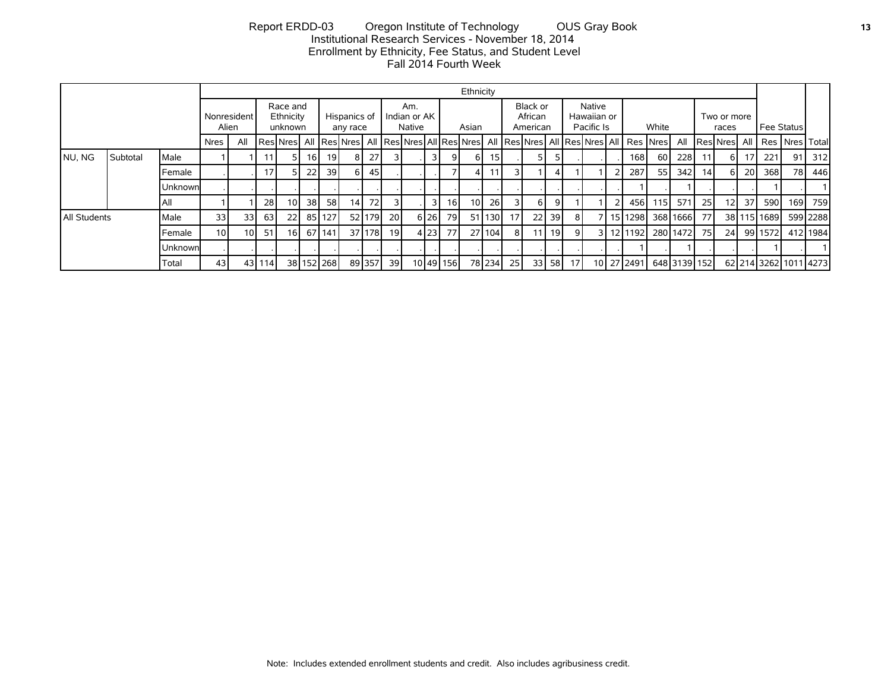Report ERDD-03 Oregon Institute of Technology OUS Gray Book
Institutional Research Services - November 18, 2014
Enrollment by Ethnicity, Fee Status, and Student Level
Fall 2014 Fourth Week

| | | | Ethnicity | | | | | | | | | | | | | | | | | | | | | | | | | | | | Fee Status | | Total |
|---|---|---|---|---|---|---|---|---|---|---|---|---|---|---|---|---|---|---|---|---|---|---|---|---|---|---|---|---|---|---|---|---|---|
| | | | Nonresident Alien | | Race and Ethnicity unknown | | | Hispanics of any race | | | Am. Indian or AK Native | | | Asian | | | Black or African American | | | Native Hawaiian or Pacific Is | | | White | | | Two or more races | | | | | |
| | | | Nres | All | Res | Nres | All | Res | Nres | All | Res | Nres | All | Res | Nres | All | Res | Nres | All | Res | Nres | All | Res | Nres | All | Res | Nres | All | Res | Nres | Total |
| NU, NG | Subtotal | Male | 1 | 1 | 11 | 5 | 16 | 19 | 8 | 27 | 3 | . | 3 | 9 | 6 | 15 | . | 5 | 5 | . | . | . | 168 | 60 | 228 | 11 | 6 | 17 | 221 | 91 | 312 |
| | | Female | . | . | 17 | 5 | 22 | 39 | 6 | 45 | . | . | . | 7 | 4 | 11 | 3 | 1 | 4 | 1 | 1 | 2 | 287 | 55 | 342 | 14 | 6 | 20 | 368 | 78 | 446 |
| | | Unknown | . | . | . | . | . | . | . | . | . | . | . | . | . | . | . | . | . | . | . | . | 1 | . | 1 | . | . | . | 1 | . | 1 |
| | | All | 1 | 1 | 28 | 10 | 38 | 58 | 14 | 72 | 3 | . | 3 | 16 | 10 | 26 | 3 | 6 | 9 | 1 | 1 | 2 | 456 | 115 | 571 | 25 | 12 | 37 | 590 | 169 | 759 |
| All Students | | Male | 33 | 33 | 63 | 22 | 85 | 127 | 52 | 179 | 20 | 6 | 26 | 79 | 51 | 130 | 17 | 22 | 39 | 8 | 7 | 15 | 1298 | 368 | 1666 | 77 | 38 | 115 | 1689 | 599 | 2288 |
| | | Female | 10 | 10 | 51 | 16 | 67 | 141 | 37 | 178 | 19 | 4 | 23 | 77 | 27 | 104 | 8 | 11 | 19 | 9 | 3 | 12 | 1192 | 280 | 1472 | 75 | 24 | 99 | 1572 | 412 | 1984 |
| | | Unknown | . | . | . | . | . | . | . | . | . | . | . | . | . | . | . | . | . | . | . | . | 1 | . | 1 | . | . | . | 1 | . | 1 |
| | | Total | 43 | 43 | 114 | 38 | 152 | 268 | 89 | 357 | 39 | 10 | 49 | 156 | 78 | 234 | 25 | 33 | 58 | 17 | 10 | 27 | 2491 | 648 | 3139 | 152 | 62 | 214 | 3262 | 1011 | 4273 |

Note: Includes extended enrollment students and credit. Also includes agribusiness credit.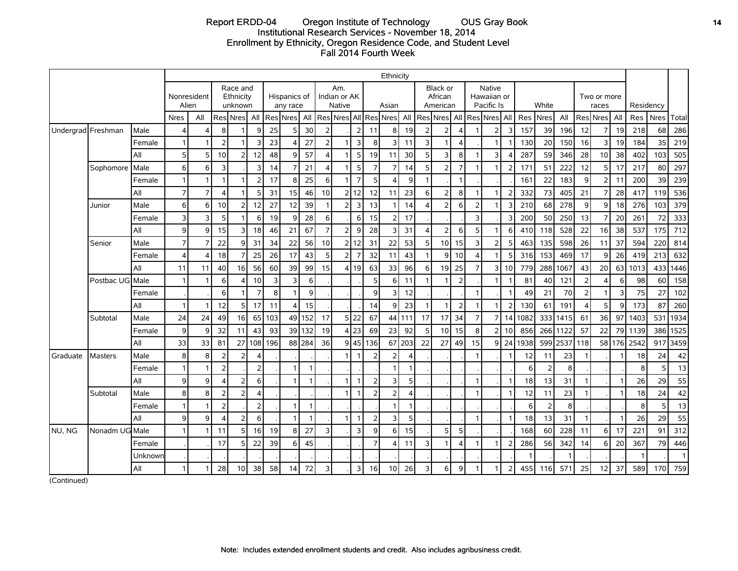Report ERDD-04 Oregon Institute of Technology OUS Gray Book
Institutional Research Services - November 18, 2014
Enrollment by Ethnicity, Oregon Residence Code, and Student Level
Fall 2014 Fourth Week

| | | | Ethnicity | | | | | | | | | | | | | | | | | | | | | | | | | | | | | | |
|---|---|---|---|---|---|---|---|---|---|---|---|---|---|---|---|---|---|---|---|---|---|---|---|---|---|---|---|---|---|---|---|---|---|
| | | | Nonresident Alien | | Race and Ethnicity unknown | | | Hispanics of any race | | | Am. Indian or AK Native | | | Asian | | | Black or African American | | | Native Hawaiian or Pacific Is | | | White | | | Two or more races | | | Residency | | |
| | | | Nres | All | Res | Nres | All | Res | Nres | All | Res | Nres | All | Res | Nres | All | Res | Nres | All | Res | Nres | All | Res | Nres | All | Res | Nres | All | Res | Nres | Total |
| Undergrad | Freshman | Male | 4 | 4 | 8 | 1 | 9 | 25 | 5 | 30 | 2 | . | 2 | 11 | 8 | 19 | 2 | 2 | 4 | 1 | 2 | 3 | 157 | 39 | 196 | 12 | 7 | 19 | 218 | 68 | 286 |
| | | Female | 1 | 1 | 2 | 1 | 3 | 23 | 4 | 27 | 2 | 1 | 3 | 8 | 3 | 11 | 3 | 1 | 4 | . | 1 | 1 | 130 | 20 | 150 | 16 | 3 | 19 | 184 | 35 | 219 |
| | | All | 5 | 5 | 10 | 2 | 12 | 48 | 9 | 57 | 4 | 1 | 5 | 19 | 11 | 30 | 5 | 3 | 8 | 1 | 3 | 4 | 287 | 59 | 346 | 28 | 10 | 38 | 402 | 103 | 505 |
| | Sophomore | Male | 6 | 6 | 3 | . | 3 | 14 | 7 | 21 | 4 | 1 | 5 | 7 | 7 | 14 | 5 | 2 | 7 | 1 | 1 | 2 | 171 | 51 | 222 | 12 | 5 | 17 | 217 | 80 | 297 |
| | | Female | 1 | 1 | 1 | 1 | 2 | 17 | 8 | 25 | 6 | 1 | 7 | 5 | 4 | 9 | 1 | . | 1 | . | . | . | 161 | 22 | 183 | 9 | 2 | 11 | 200 | 39 | 239 |
| | | All | 7 | 7 | 4 | 1 | 5 | 31 | 15 | 46 | 10 | 2 | 12 | 12 | 11 | 23 | 6 | 2 | 8 | 1 | 1 | 2 | 332 | 73 | 405 | 21 | 7 | 28 | 417 | 119 | 536 |
| | Junior | Male | 6 | 6 | 10 | 2 | 12 | 27 | 12 | 39 | 1 | 2 | 3 | 13 | 1 | 14 | 4 | 2 | 6 | 2 | 1 | 3 | 210 | 68 | 278 | 9 | 9 | 18 | 276 | 103 | 379 |
| | | Female | 3 | 3 | 5 | 1 | 6 | 19 | 9 | 28 | 6 | . | 6 | 15 | 2 | 17 | . | . | . | 3 | . | 3 | 200 | 50 | 250 | 13 | 7 | 20 | 261 | 72 | 333 |
| | | All | 9 | 9 | 15 | 3 | 18 | 46 | 21 | 67 | 7 | 2 | 9 | 28 | 3 | 31 | 4 | 2 | 6 | 5 | 1 | 6 | 410 | 118 | 528 | 22 | 16 | 38 | 537 | 175 | 712 |
| | Senior | Male | 7 | 7 | 22 | 9 | 31 | 34 | 22 | 56 | 10 | 2 | 12 | 31 | 22 | 53 | 5 | 10 | 15 | 3 | 2 | 5 | 463 | 135 | 598 | 26 | 11 | 37 | 594 | 220 | 814 |
| | | Female | 4 | 4 | 18 | 7 | 25 | 26 | 17 | 43 | 5 | 2 | 7 | 32 | 11 | 43 | 1 | 9 | 10 | 4 | 1 | 5 | 316 | 153 | 469 | 17 | 9 | 26 | 419 | 213 | 632 |
| | | All | 11 | 11 | 40 | 16 | 56 | 60 | 39 | 99 | 15 | 4 | 19 | 63 | 33 | 96 | 6 | 19 | 25 | 7 | 3 | 10 | 779 | 288 | 1067 | 43 | 20 | 63 | 1013 | 433 | 1446 |
| | Postbac UG | Male | 1 | 1 | 6 | 4 | 10 | 3 | 3 | 6 | . | . | . | 5 | 6 | 11 | 1 | 1 | 2 | . | 1 | 1 | 81 | 40 | 121 | 2 | 4 | 6 | 98 | 60 | 158 |
| | | Female | . | . | 6 | 1 | 7 | 8 | 1 | 9 | . | . | . | 9 | 3 | 12 | . | . | . | 1 | . | 1 | 49 | 21 | 70 | 2 | 1 | 3 | 75 | 27 | 102 |
| | | All | 1 | 1 | 12 | 5 | 17 | 11 | 4 | 15 | . | . | . | 14 | 9 | 23 | 1 | 1 | 2 | 1 | 1 | 2 | 130 | 61 | 191 | 4 | 5 | 9 | 173 | 87 | 260 |
| | Subtotal | Male | 24 | 24 | 49 | 16 | 65 | 103 | 49 | 152 | 17 | 5 | 22 | 67 | 44 | 111 | 17 | 17 | 34 | 7 | 7 | 14 | 1082 | 333 | 1415 | 61 | 36 | 97 | 1403 | 531 | 1934 |
| | | Female | 9 | 9 | 32 | 11 | 43 | 93 | 39 | 132 | 19 | 4 | 23 | 69 | 23 | 92 | 5 | 10 | 15 | 8 | 2 | 10 | 856 | 266 | 1122 | 57 | 22 | 79 | 1139 | 386 | 1525 |
| | | All | 33 | 33 | 81 | 27 | 108 | 196 | 88 | 284 | 36 | 9 | 45 | 136 | 67 | 203 | 22 | 27 | 49 | 15 | 9 | 24 | 1938 | 599 | 2537 | 118 | 58 | 176 | 2542 | 917 | 3459 |
| Graduate | Masters | Male | 8 | 8 | 2 | 2 | 4 | . | . | . | . | 1 | 1 | 2 | 2 | 4 | . | . | . | 1 | . | 1 | 12 | 11 | 23 | 1 | . | 1 | 18 | 24 | 42 |
| | | Female | 1 | 1 | 2 | . | 2 | . | 1 | 1 | . | . | . | . | 1 | 1 | . | . | . | . | . | . | 6 | 2 | 8 | . | . | . | 8 | 5 | 13 |
| | | All | 9 | 9 | 4 | 2 | 6 | . | 1 | 1 | . | 1 | 1 | 2 | 3 | 5 | . | . | . | 1 | . | 1 | 18 | 13 | 31 | 1 | . | 1 | 26 | 29 | 55 |
| | Subtotal | Male | 8 | 8 | 2 | 2 | 4 | . | . | . | . | 1 | 1 | 2 | 2 | 4 | . | . | . | 1 | . | 1 | 12 | 11 | 23 | 1 | . | 1 | 18 | 24 | 42 |
| | | Female | 1 | 1 | 2 | . | 2 | . | 1 | 1 | . | . | . | . | 1 | 1 | . | . | . | . | . | . | 6 | 2 | 8 | . | . | . | 8 | 5 | 13 |
| | | All | 9 | 9 | 4 | 2 | 6 | . | 1 | 1 | . | 1 | 1 | 2 | 3 | 5 | . | . | . | 1 | . | 1 | 18 | 13 | 31 | 1 | . | 1 | 26 | 29 | 55 |
| NU, NG | Nonadm UG | Male | 1 | 1 | 11 | 5 | 16 | 19 | 8 | 27 | 3 | . | 3 | 9 | 6 | 15 | . | 5 | 5 | . | . | . | 168 | 60 | 228 | 11 | 6 | 17 | 221 | 91 | 312 |
| | | Female | . | . | 17 | 5 | 22 | 39 | 6 | 45 | . | . | . | 7 | 4 | 11 | 3 | 1 | 4 | 1 | 1 | 2 | 286 | 56 | 342 | 14 | 6 | 20 | 367 | 79 | 446 |
| | | Unknown | . | . | . | . | . | . | . | . | . | . | . | . | . | . | . | . | . | . | . | . | 1 | . | 1 | . | . | . | 1 | . | 1 |
| | | All | 1 | 1 | 28 | 10 | 38 | 58 | 14 | 72 | 3 | . | 3 | 16 | 10 | 26 | 3 | 6 | 9 | 1 | 1 | 2 | 455 | 116 | 571 | 25 | 12 | 37 | 589 | 170 | 759 |

(Continued)

Note: Includes extended enrollment students and credit. Also includes agribusiness credit.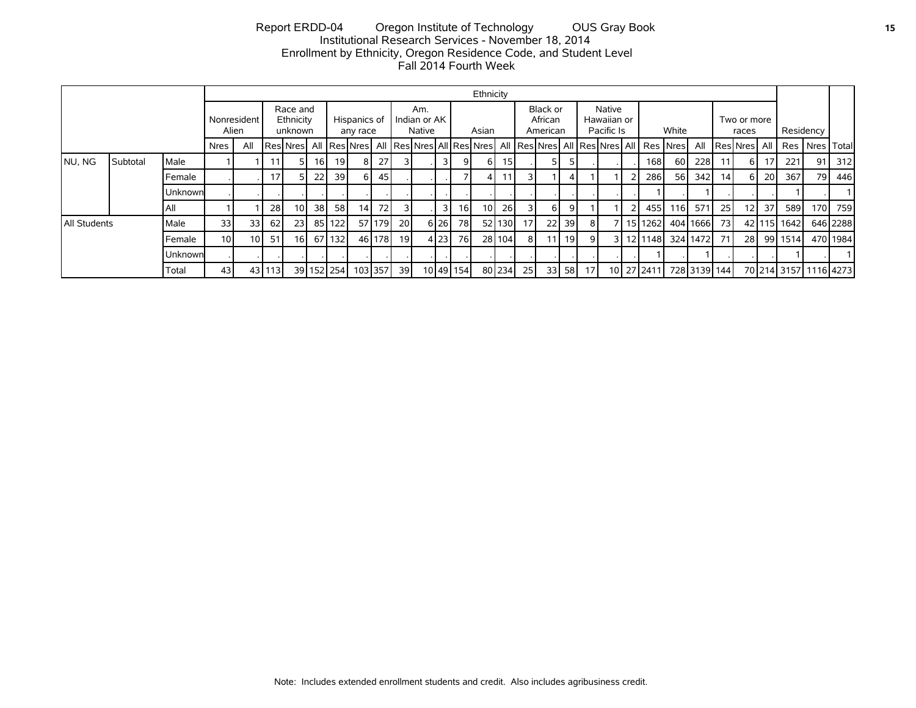Report ERDD-04 Oregon Institute of Technology OUS Gray Book
Institutional Research Services - November 18, 2014
Enrollment by Ethnicity, Oregon Residence Code, and Student Level
Fall 2014 Fourth Week

| | | | Ethnicity | | | | | | | | | | | | | | | | | | | | | | | | | | | Residency | | Total |
|---|---|---|---|---|---|---|---|---|---|---|---|---|---|---|---|---|---|---|---|---|---|---|---|---|---|---|---|---|---|---|---|---|
| | | | Nonresident Alien | | Race and Ethnicity unknown | | | Hispanics of any race | | | Am. Indian or AK Native | | | Asian | | | Black or African American | | | Native Hawaiian or Pacific Is | | | White | | | Two or more races | | | | | |
| | | | Nres | All | Res | Nres | All | Res | Nres | All | Res | Nres | All | Res | Nres | All | Res | Nres | All | Res | Nres | All | Res | Nres | All | Res | Nres | All | Res | Nres | Total |
| NU, NG | Subtotal | Male | 1 | 1 | 11 | 5 | 16 | 19 | 8 | 27 | 3 | . | 3 | 9 | 6 | 15 | . | 5 | 5 | . | . | . | 168 | 60 | 228 | 11 | 6 | 17 | 221 | 91 | 312 |
| | | Female | . | . | 17 | 5 | 22 | 39 | 6 | 45 | . | . | . | 7 | 4 | 11 | 3 | 1 | 4 | 1 | 1 | 2 | 286 | 56 | 342 | 14 | 6 | 20 | 367 | 79 | 446 |
| | | Unknown | . | . | . | . | . | . | . | . | . | . | . | . | . | . | . | . | . | . | . | . | 1 | . | 1 | . | . | . | 1 | . | 1 |
| | | All | 1 | 1 | 28 | 10 | 38 | 58 | 14 | 72 | 3 | . | 3 | 16 | 10 | 26 | 3 | 6 | 9 | 1 | 1 | 2 | 455 | 116 | 571 | 25 | 12 | 37 | 589 | 170 | 759 |
| All Students | | Male | 33 | 33 | 62 | 23 | 85 | 122 | 57 | 179 | 20 | 6 | 26 | 78 | 52 | 130 | 17 | 22 | 39 | 8 | 7 | 15 | 1262 | 404 | 1666 | 73 | 42 | 115 | 1642 | 646 | 2288 |
| | | Female | 10 | 10 | 51 | 16 | 67 | 132 | 46 | 178 | 19 | 4 | 23 | 76 | 28 | 104 | 8 | 11 | 19 | 9 | 3 | 12 | 1148 | 324 | 1472 | 71 | 28 | 99 | 1514 | 470 | 1984 |
| | | Unknown | . | . | . | . | . | . | . | . | . | . | . | . | . | . | . | . | . | . | . | . | 1 | . | 1 | . | . | . | 1 | . | 1 |
| | | Total | 43 | 43 | 113 | 39 | 152 | 254 | 103 | 357 | 39 | 10 | 49 | 154 | 80 | 234 | 25 | 33 | 58 | 17 | 10 | 27 | 2411 | 728 | 3139 | 144 | 70 | 214 | 3157 | 1116 | 4273 |

Note: Includes extended enrollment students and credit. Also includes agribusiness credit.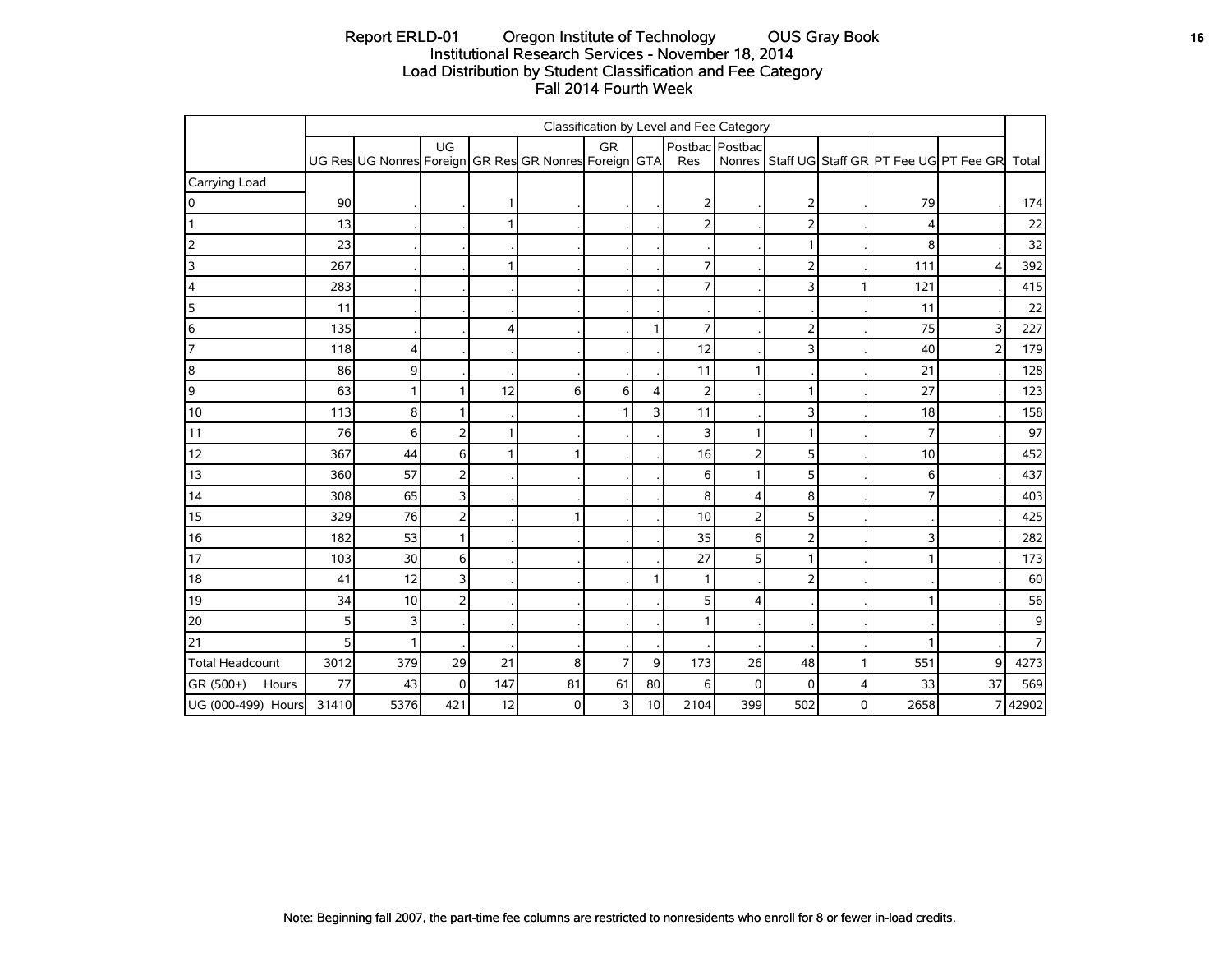# Report ERLD-01 Oregon Institute of Technology OUS Gray Book
## Institutional Research Services - November 18, 2014
## Load Distribution by Student Classification and Fee Category
## Fall 2014 Fourth Week

| | Classification by Level and Fee Category | | | | | | | | | | | | | |
|---|---|---|---|---|---|---|---|---|---|---|---|---|---|---|
| | UG Res | UG Nonres | UG Foreign | GR Res | GR Nonres | GR Foreign | GTA | Postbac Res | Postbac Nonres | Staff UG | Staff GR | PT Fee UG | PT Fee GR | Total |
| Carrying Load | | | | | | | | | | | | | | |
| 0 | 90 | . | . | 1 | . | . | . | 2 | . | 2 | . | 79 | . | 174 |
| 1 | 13 | . | . | 1 | . | . | . | 2 | . | 2 | . | 4 | . | 22 |
| 2 | 23 | . | . | . | . | . | . | . | . | 1 | . | 8 | . | 32 |
| 3 | 267 | . | . | 1 | . | . | . | 7 | . | 2 | . | 111 | 4 | 392 |
| 4 | 283 | . | . | . | . | . | . | 7 | . | 3 | 1 | 121 | . | 415 |
| 5 | 11 | . | . | . | . | . | . | . | . | . | . | 11 | . | 22 |
| 6 | 135 | . | . | 4 | . | . | 1 | 7 | . | 2 | . | 75 | 3 | 227 |
| 7 | 118 | 4 | . | . | . | . | . | 12 | . | 3 | . | 40 | 2 | 179 |
| 8 | 86 | 9 | . | . | . | . | . | 11 | 1 | . | . | 21 | . | 128 |
| 9 | 63 | 1 | 1 | 12 | 6 | 6 | 4 | 2 | . | 1 | . | 27 | . | 123 |
| 10 | 113 | 8 | 1 | . | . | 1 | 3 | 11 | . | 3 | . | 18 | . | 158 |
| 11 | 76 | 6 | 2 | 1 | . | . | . | 3 | 1 | 1 | . | 7 | . | 97 |
| 12 | 367 | 44 | 6 | 1 | 1 | . | . | 16 | 2 | 5 | . | 10 | . | 452 |
| 13 | 360 | 57 | 2 | . | . | . | . | 6 | 1 | 5 | . | 6 | . | 437 |
| 14 | 308 | 65 | 3 | . | . | . | . | 8 | 4 | 8 | . | 7 | . | 403 |
| 15 | 329 | 76 | 2 | . | 1 | . | . | 10 | 2 | 5 | . | . | . | 425 |
| 16 | 182 | 53 | 1 | . | . | . | . | 35 | 6 | 2 | . | 3 | . | 282 |
| 17 | 103 | 30 | 6 | . | . | . | . | 27 | 5 | 1 | . | 1 | . | 173 |
| 18 | 41 | 12 | 3 | . | . | . | 1 | 1 | . | 2 | . | . | . | 60 |
| 19 | 34 | 10 | 2 | . | . | . | . | 5 | 4 | . | . | 1 | . | 56 |
| 20 | 5 | 3 | . | . | . | . | . | 1 | . | . | . | . | . | 9 |
| 21 | 5 | 1 | . | . | . | . | . | . | . | . | . | 1 | . | 7 |
| Total Headcount | 3012 | 379 | 29 | 21 | 8 | 7 | 9 | 173 | 26 | 48 | 1 | 551 | 9 | 4273 |
| GR (500+) Hours | 77 | 43 | 0 | 147 | 81 | 61 | 80 | 6 | 0 | 0 | 4 | 33 | 37 | 569 |
| UG (000-499) Hours | 31410 | 5376 | 421 | 12 | 0 | 3 | 10 | 2104 | 399 | 502 | 0 | 2658 | 7 | 42902 |

Note: Beginning fall 2007, the part-time fee columns are restricted to nonresidents who enroll for 8 or fewer in-load credits.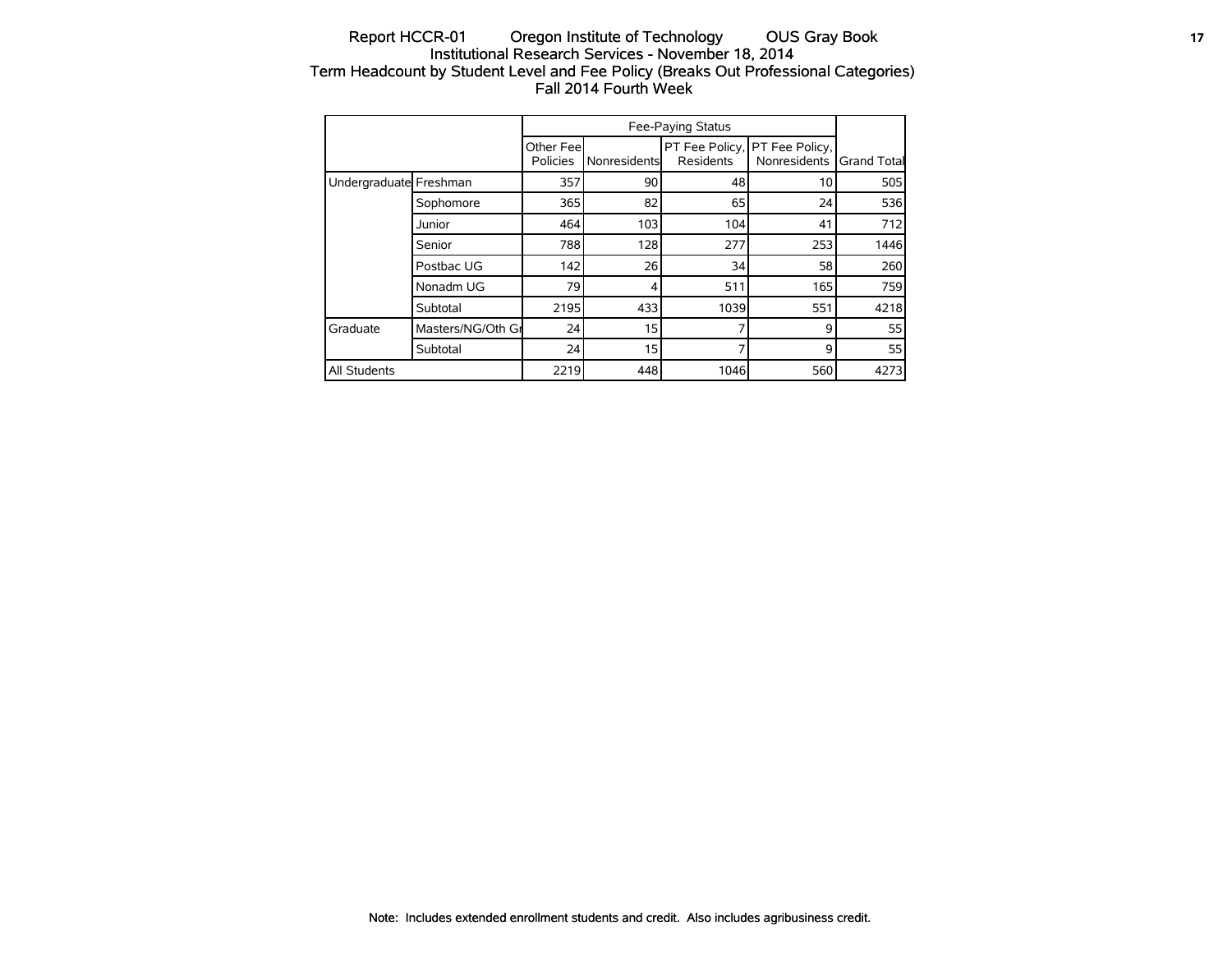Report HCCR-01 Oregon Institute of Technology OUS Gray Book

Institutional Research Services - November 18, 2014

Term Headcount by Student Level and Fee Policy (Breaks Out Professional Categories)

Fall 2014 Fourth Week

| | | Fee-Paying Status | | | | |
|---|---|---|---|---|---|---|
| | | Other Fee Policies | Nonresidents | PT Fee Policy, Residents | PT Fee Policy, Nonresidents | Grand Total |
| Undergraduate | Freshman | 357 | 90 | 48 | 10 | 505 |
| | Sophomore | 365 | 82 | 65 | 24 | 536 |
| | Junior | 464 | 103 | 104 | 41 | 712 |
| | Senior | 788 | 128 | 277 | 253 | 1446 |
| | Postbac UG | 142 | 26 | 34 | 58 | 260 |
| | Nonadm UG | 79 | 4 | 511 | 165 | 759 |
| | Subtotal | 2195 | 433 | 1039 | 551 | 4218 |
| Graduate | Masters/NG/Oth Gr | 24 | 15 | 7 | 9 | 55 |
| | Subtotal | 24 | 15 | 7 | 9 | 55 |
| All Students | | 2219 | 448 | 1046 | 560 | 4273 |

Note: Includes extended enrollment students and credit. Also includes agribusiness credit.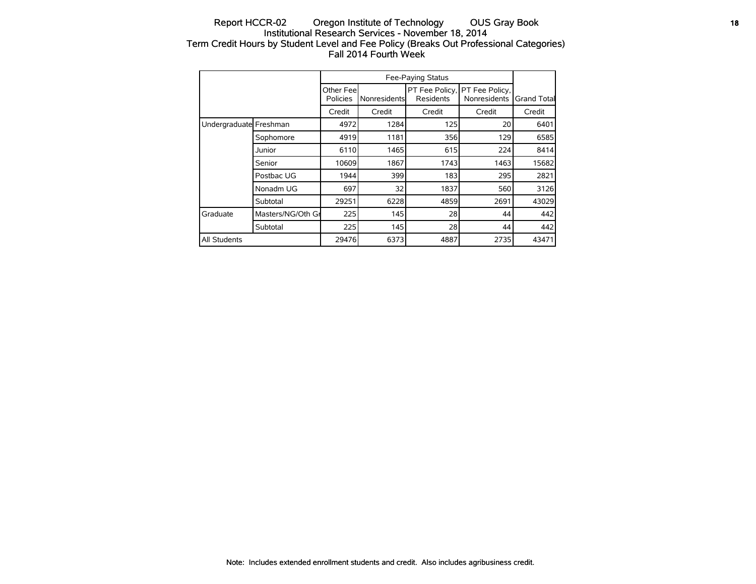# Report HCCR-02 Oregon Institute of Technology OUS Gray Book

## Institutional Research Services - November 18, 2014

## Term Credit Hours by Student Level and Fee Policy (Breaks Out Professional Categories)

## Fall 2014 Fourth Week

| | | Fee-Paying Status | | | | |
|---|---|---|---|---|---|---|
| | | Other Fee Policies | Nonresidents | PT Fee Policy, Residents | PT Fee Policy, Nonresidents | Grand Total |
| | | Credit | Credit | Credit | Credit | Credit |
| Undergraduate | Freshman | 4972 | 1284 | 125 | 20 | 6401 |
| | Sophomore | 4919 | 1181 | 356 | 129 | 6585 |
| | Junior | 6110 | 1465 | 615 | 224 | 8414 |
| | Senior | 10609 | 1867 | 1743 | 1463 | 15682 |
| | Postbac UG | 1944 | 399 | 183 | 295 | 2821 |
| | Nonadm UG | 697 | 32 | 1837 | 560 | 3126 |
| | Subtotal | 29251 | 6228 | 4859 | 2691 | 43029 |
| Graduate | Masters/NG/Oth Gr | 225 | 145 | 28 | 44 | 442 |
| | Subtotal | 225 | 145 | 28 | 44 | 442 |
| All Students | | 29476 | 6373 | 4887 | 2735 | 43471 |

Note: Includes extended enrollment students and credit. Also includes agribusiness credit.